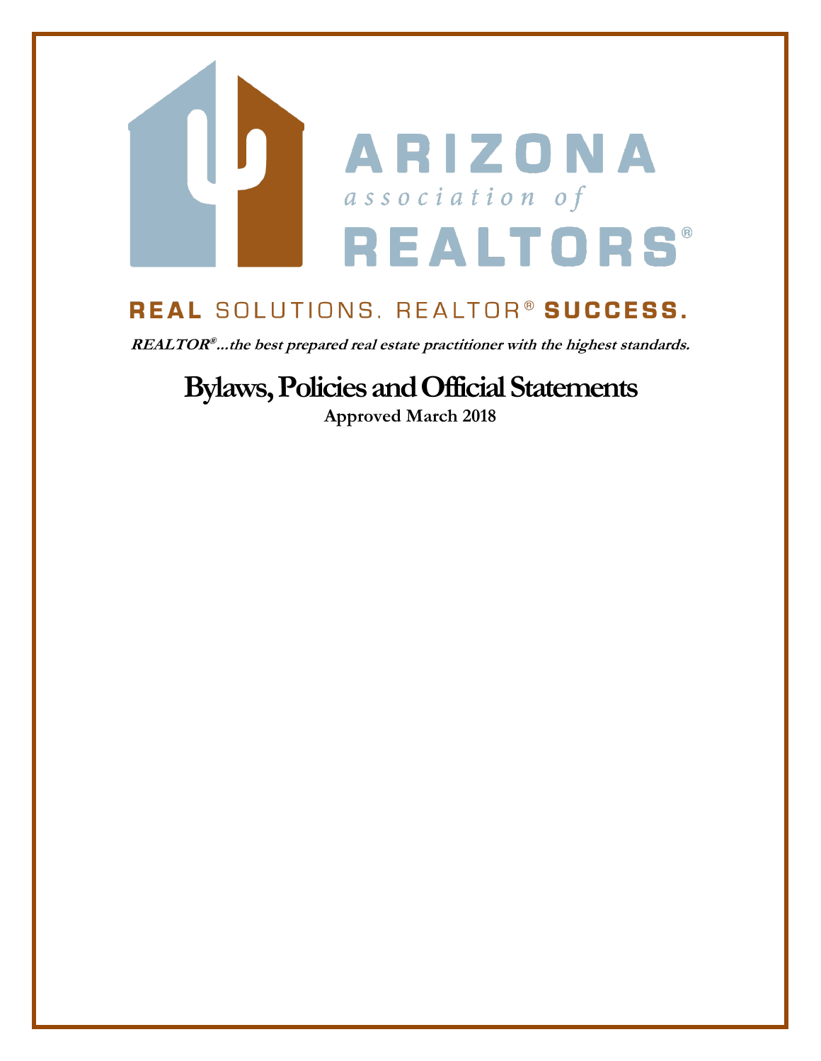# ARIZONA
*association of*
# REALTORS®

**REAL** SOLUTIONS. REALTOR® **SUCCESS.**

***REALTOR®…the best prepared real estate practitioner with the highest standards.***

# Bylaws, Policies and Official Statements

**Approved March 2018**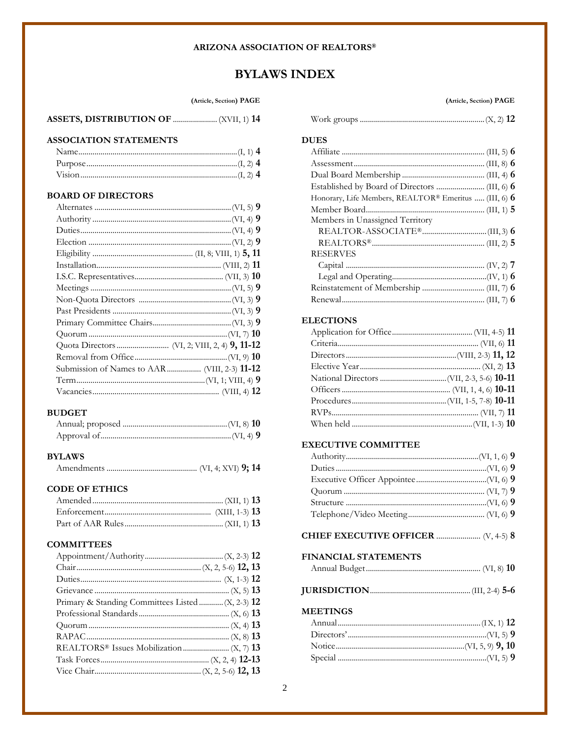**ARIZONA ASSOCIATION OF REALTORS®**

# BYLAWS INDEX

(Article, Section) **PAGE**

**ASSETS, DISTRIBUTION OF** ...................... (XVII, 1) **14**

**ASSOCIATION STATEMENTS**
- Name........................................(I, 1) **4**
- Purpose....................................(I, 2) **4**
- Vision.......................................(I, 2) **4**

**BOARD OF DIRECTORS**
- Alternates ..................................(VI, 5) **9**
- Authority ...................................(VI, 4) **9**
- Duties........................................(VI, 4) **9**
- Election .....................................(VI, 2) **9**
- Eligibility .................................. (II, 8; VIII, 1) **5, 11**
- Installation................................ (VIII, 2) **11**
- I.S.C. Representatives................ (VII, 3) **10**
- Meetings ...................................(VI, 5) **9**
- Non-Quota Directors ..................(VI, 3) **9**
- Past Presidents ..........................(VI, 3) **9**
- Primary Committee Chairs.........(VI, 3) **9**
- Quorum .....................................(VI, 7) **10**
- Quota Directors .......................... (VI, 2; VIII, 2, 4) **9, 11-12**
- Removal from Office...................(VI, 9) **10**
- Submission of Names to AAR................ (VIII, 2-3) **11-12**
- Term..........................................(VI, 1; VIII, 4) **9**
- Vacancies.................................... (VIII, 4) **12**

**BUDGET**
- Annual; proposed .......................(VI, 8) **10**
- Approval of.................................(VI, 4) **9**

**BYLAWS**
- Amendments ............................. (VI, 4; XVI) **9; 14**

**CODE OF ETHICS**
- Amended................................... (XII, 1) **13**
- Enforcement.............................. (XIII, 1-3) **13**
- Part of AAR Rules...................... (XII, 1) **13**

**COMMITTEES**
- Appointment/Authority...............(X, 2-3) **12**
- Chair..........................................(X, 2, 5-6) **12, 13**
- Duties........................................ (X, 1-3) **12**
- Grievance ..................................(X, 5) **13**
- Primary & Standing Committees Listed ............(X, 2-3) **12**
- Professional Standards...............(X, 6) **13**
- Quorum ......................................(X, 4) **13**
- RAPAC.......................................(X, 8) **13**
- REALTORS® Issues Mobilization.......................(X, 7) **13**
- Task Forces.................................(X, 2, 4) **12-13**
- Vice Chair...................................(X, 2, 5-6) **12, 13**
- Work groups ..............................(X, 2) **12**

**DUES**
- Affiliate .....................................(III, 5) **6**
- Assessment................................(III, 8) **6**
- Dual Board Membership ............(III, 4) **6**
- Established by Board of Directors ........................ (III, 6) **6**
- Honorary, Life Members, REALTOR® Emeritus ..... (III, 6) **6**
- Member Board...........................(III, 1) **5**
- Members in Unassigned Territory
  - REALTOR-ASSOCIATE®...............(III, 3) **6**
  - REALTORS®..............................(III, 2) **5**
- RESERVES
  - Capital ......................................(IV, 2) **7**
  - Legal and Operating...................(IV, 1) **6**
- Reinstatement of Membership ...........(III, 7) **6**
- Renewal.....................................(III, 7) **6**

**ELECTIONS**
- Application for Office.................(VII, 4-5) **11**
- Criteria......................................(VII, 6) **11**
- Directors....................................(VIII, 2-3) **11, 12**
- Elective Year..............................(XI, 2) **13**
- National Directors .....................(VII, 2-3, 5-6) **10-11**
- Officers .....................................(VII, 1, 4, 6) **10-11**
- Procedures.................................(VII, 1-5, 7-8) **10-11**
- RVPs..........................................(VII, 7) **11**
- When held .................................(VII, 1-3) **10**

**EXECUTIVE COMMITTEE**
- Authority....................................(VI, 1, 6) **9**
- Duties........................................(VI, 6) **9**
- Executive Officer Appointee........(VI, 6) **9**
- Quorum .....................................(VI, 7) **9**
- Structure ....................................(VI, 6) **9**
- Telephone/Video Meeting..........(VI, 6) **9**

**CHIEF EXECUTIVE OFFICER** ...................... (V, 4-5) **8**

**FINANCIAL STATEMENTS**
- Annual Budget...........................(VI, 8) **10**

**JURISDICTION**.....................................(III, 2-4) **5-6**

**MEETINGS**
- Annual........................................(IX, 1) **12**
- Directors'....................................(VI, 5) **9**
- Notice.........................................(VI, 5, 9) **9, 10**
- Special .......................................(VI, 5) **9**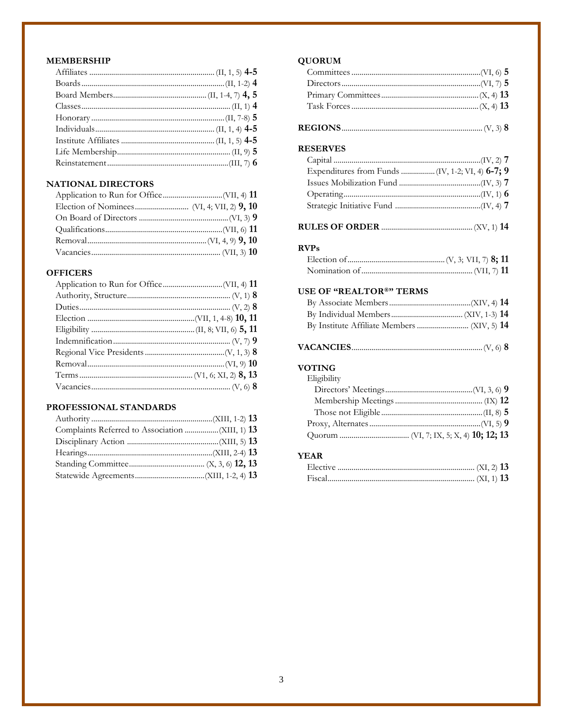### MEMBERSHIP

Affiliates ............................................................ (II, 1, 5) **4-5**
Boards ....................................................................(II, 1-2) **4**
Board Members ........................................... (II, 1-4, 7) **4, 5**
Classes .......................................................................(II, 1) **4**
Honorary .................................................................(II, 7-8) **5**
Individuals ............................................................. (II, 1, 4) **4-5**
Institute Affiliates ...................................... (II, 1, 5) **4-5**
Life Membership ...................................................... (II, 9) **5**
Reinstatement ........................................................(III, 7) **6**

### NATIONAL DIRECTORS

Application to Run for Office ................................(VII, 4) **11**
Election of Nominees ........................... (VI, 4; VII, 2) **9, 10**
On Board of Directors ............................................(VI, 3) **9**
Qualifications ..........................................................(VII, 6) **11**
Removal ............................................................. (VI, 4, 9) **9, 10**
Vacancies ............................................................... (VII, 3) **10**

### OFFICERS

Application to Run for Office ................................(VII, 4) **11**
Authority, Structure ................................................... (V, 1) **8**
Duties .......................................................................... (V, 2) **8**
Election ....................................................(VII, 1, 4-8) **10, 11**
Eligibility ................................................... (II, 8; VII, 6) **5, 11**
Indemnification ........................................................... (V, 7) **9**
Regional Vice Presidents ........................................(V, 1, 3) **8**
Removal ....................................................................(VI, 9) **10**
Terms ....................................................... (V1, 6; XI, 2) **8, 13**
Vacancies ................................................................... (V, 6) **8**

### PROFESSIONAL STANDARDS

Authority ..............................................................(XIII, 1-2) **13**
Complaints Referred to Association .................(XIII, 1) **13**
Disciplinary Action ................................................(XIII, 5) **13**
Hearings ................................................................(XIII, 2-4) **13**
Standing Committee ..................................... (X, 3, 6) **12, 13**
Statewide Agreements ...................................(XIII, 1-2, 4) **13**

### QUORUM

Committees ................................................................(VI, 6) **5**
Directors .....................................................................(VI, 7) **5**
Primary Committees ................................................. (X, 4) **13**
Task Forces ................................................................ (X, 4) **13**

### REGIONS ...................................................................... (V, 3) **8**

### RESERVES

Capital ........................................................................(IV, 2) **7**
Expenditures from Funds ................. (IV, 1-2; VI, 4) **6-7; 9**
Issues Mobilization Fund .........................................(IV, 3) **7**
Operating ...................................................................(IV, 1) **6**
Strategic Initiative Fund ...........................................(IV, 4) **7**

### RULES OF ORDER ............................................. (XV, 1) **14**

### RVPs

Election of ................................................ (V, 3; VII, 7) **8; 11**
Nomination of ....................................................... (VII, 7) **11**

### USE OF "REALTOR®" TERMS

By Associate Members ..........................................(XIV, 4) **14**
By Individual Members ................................... (XIV, 1-3) **14**
By Institute Affiliate Members .......................... (XIV, 5) **14**

### VACANCIES ..................................................................(V, 6) **8**

### VOTING

Eligibility
- Directors' Meetings ............................................(VI, 3, 6) **9**
- Membership Meetings ............................................ (IX) **12**
- Those not Eligible ...................................................(II, 8) **5**

Proxy, Alternates .........................................................(VI, 5) **9**
Quorum .................................. (VI, 7; IX, 5; X, 4) **10; 12; 13**

### YEAR

Elective .................................................................... (XI, 2) **13**
Fiscal ......................................................................... (XI, 1) **13**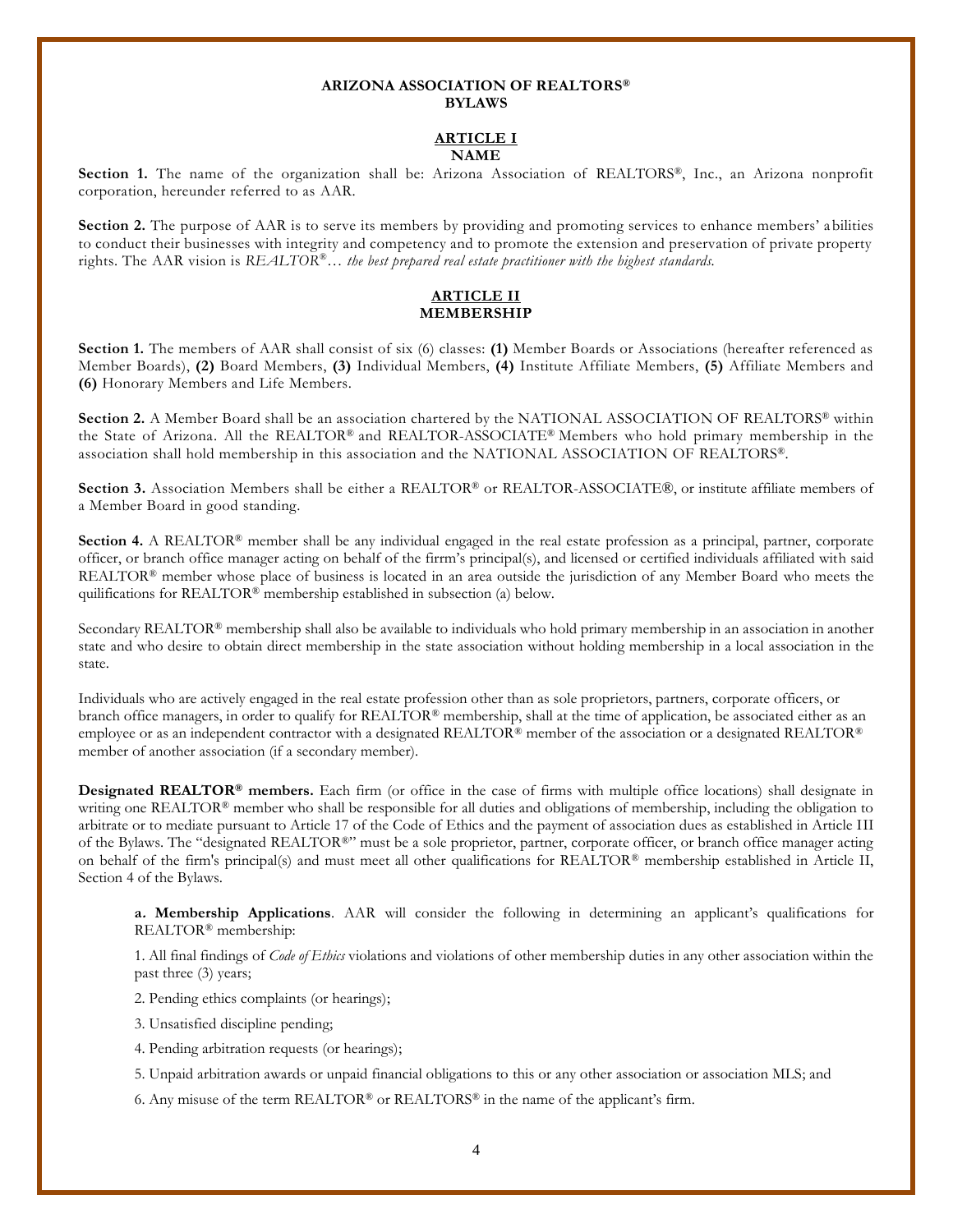# ARIZONA ASSOCIATION OF REALTORS®
# BYLAWS

## ARTICLE I
## NAME

**Section 1.** The name of the organization shall be: Arizona Association of REALTORS®, Inc., an Arizona nonprofit corporation, hereunder referred to as AAR.

**Section 2.** The purpose of AAR is to serve its members by providing and promoting services to enhance members' abilities to conduct their businesses with integrity and competency and to promote the extension and preservation of private property rights. The AAR vision is *REALTOR®… the best prepared real estate practitioner with the highest standards.*

## ARTICLE II
## MEMBERSHIP

**Section 1.** The members of AAR shall consist of six (6) classes: **(1)** Member Boards or Associations (hereafter referenced as Member Boards), **(2)** Board Members, **(3)** Individual Members, **(4)** Institute Affiliate Members, **(5)** Affiliate Members and **(6)** Honorary Members and Life Members.

**Section 2.** A Member Board shall be an association chartered by the NATIONAL ASSOCIATION OF REALTORS® within the State of Arizona. All the REALTOR® and REALTOR-ASSOCIATE® Members who hold primary membership in the association shall hold membership in this association and the NATIONAL ASSOCIATION OF REALTORS®.

**Section 3.** Association Members shall be either a REALTOR® or REALTOR-ASSOCIATE®, or institute affiliate members of a Member Board in good standing.

**Section 4.** A REALTOR® member shall be any individual engaged in the real estate profession as a principal, partner, corporate officer, or branch office manager acting on behalf of the firrm's principal(s), and licensed or certified individuals affiliated with said REALTOR® member whose place of business is located in an area outside the jurisdiction of any Member Board who meets the quilifications for REALTOR® membership established in subsection (a) below.

Secondary REALTOR® membership shall also be available to individuals who hold primary membership in an association in another state and who desire to obtain direct membership in the state association without holding membership in a local association in the state.

Individuals who are actively engaged in the real estate profession other than as sole proprietors, partners, corporate officers, or branch office managers, in order to qualify for REALTOR® membership, shall at the time of application, be associated either as an employee or as an independent contractor with a designated REALTOR® member of the association or a designated REALTOR® member of another association (if a secondary member).

**Designated REALTOR® members.** Each firm (or office in the case of firms with multiple office locations) shall designate in writing one REALTOR® member who shall be responsible for all duties and obligations of membership, including the obligation to arbitrate or to mediate pursuant to Article 17 of the Code of Ethics and the payment of association dues as established in Article III of the Bylaws. The "designated REALTOR®" must be a sole proprietor, partner, corporate officer, or branch office manager acting on behalf of the firm's principal(s) and must meet all other qualifications for REALTOR® membership established in Article II, Section 4 of the Bylaws.

**a. Membership Applications**. AAR will consider the following in determining an applicant's qualifications for REALTOR® membership:

1. All final findings of *Code of Ethics* violations and violations of other membership duties in any other association within the past three (3) years;

2. Pending ethics complaints (or hearings);

3. Unsatisfied discipline pending;

4. Pending arbitration requests (or hearings);

5. Unpaid arbitration awards or unpaid financial obligations to this or any other association or association MLS; and

6. Any misuse of the term REALTOR® or REALTORS® in the name of the applicant's firm.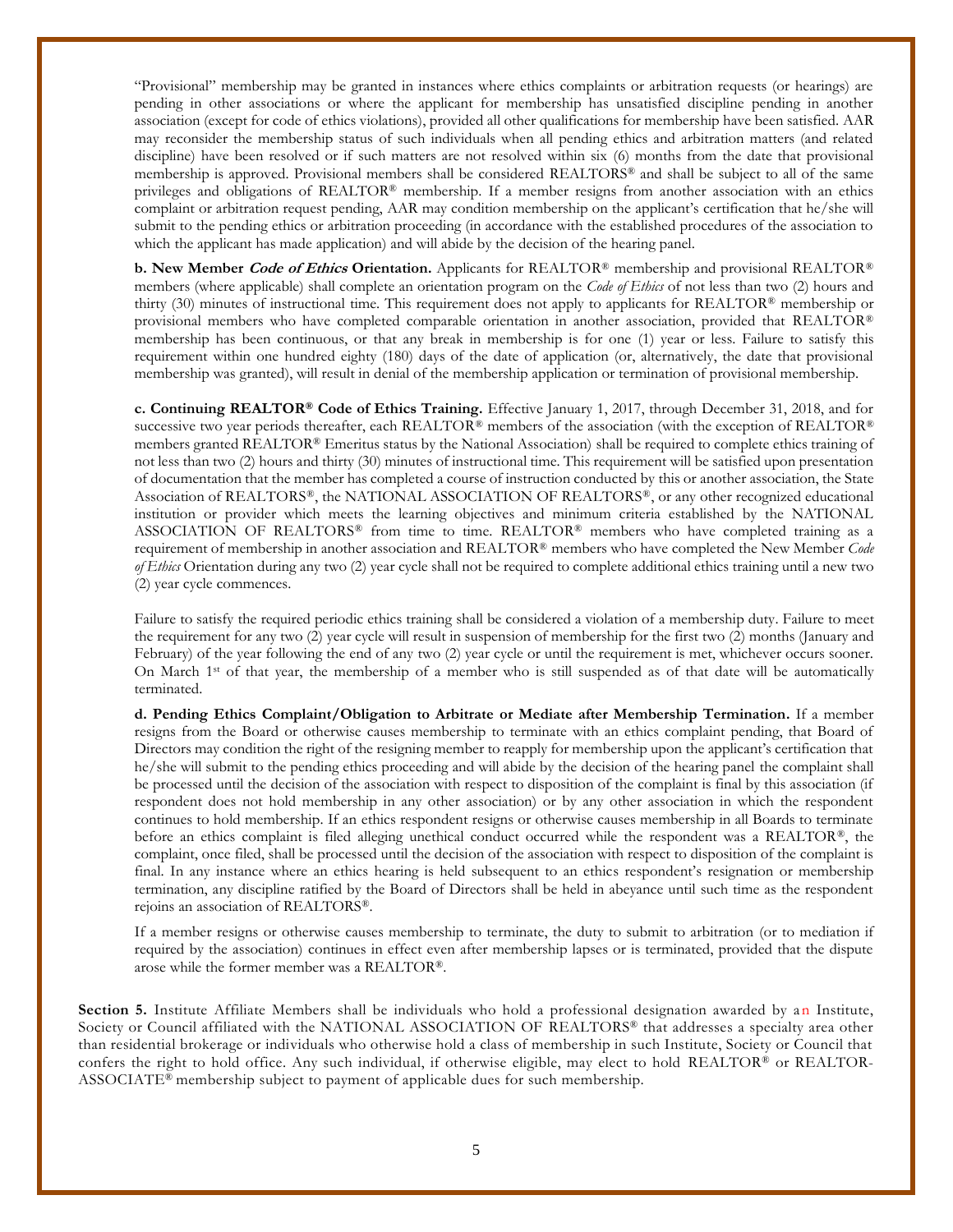"Provisional" membership may be granted in instances where ethics complaints or arbitration requests (or hearings) are pending in other associations or where the applicant for membership has unsatisfied discipline pending in another association (except for code of ethics violations), provided all other qualifications for membership have been satisfied. AAR may reconsider the membership status of such individuals when all pending ethics and arbitration matters (and related discipline) have been resolved or if such matters are not resolved within six (6) months from the date that provisional membership is approved. Provisional members shall be considered REALTORS® and shall be subject to all of the same privileges and obligations of REALTOR® membership. If a member resigns from another association with an ethics complaint or arbitration request pending, AAR may condition membership on the applicant's certification that he/she will submit to the pending ethics or arbitration proceeding (in accordance with the established procedures of the association to which the applicant has made application) and will abide by the decision of the hearing panel.

**b. New Member *Code of Ethics* Orientation.** Applicants for REALTOR® membership and provisional REALTOR® members (where applicable) shall complete an orientation program on the *Code of Ethics* of not less than two (2) hours and thirty (30) minutes of instructional time. This requirement does not apply to applicants for REALTOR® membership or provisional members who have completed comparable orientation in another association, provided that REALTOR® membership has been continuous, or that any break in membership is for one (1) year or less. Failure to satisfy this requirement within one hundred eighty (180) days of the date of application (or, alternatively, the date that provisional membership was granted), will result in denial of the membership application or termination of provisional membership.

**c. Continuing REALTOR® Code of Ethics Training.** Effective January 1, 2017, through December 31, 2018, and for successive two year periods thereafter, each REALTOR® members of the association (with the exception of REALTOR® members granted REALTOR® Emeritus status by the National Association) shall be required to complete ethics training of not less than two (2) hours and thirty (30) minutes of instructional time. This requirement will be satisfied upon presentation of documentation that the member has completed a course of instruction conducted by this or another association, the State Association of REALTORS®, the NATIONAL ASSOCIATION OF REALTORS®, or any other recognized educational institution or provider which meets the learning objectives and minimum criteria established by the NATIONAL ASSOCIATION OF REALTORS® from time to time. REALTOR® members who have completed training as a requirement of membership in another association and REALTOR® members who have completed the New Member *Code of Ethics* Orientation during any two (2) year cycle shall not be required to complete additional ethics training until a new two (2) year cycle commences.

Failure to satisfy the required periodic ethics training shall be considered a violation of a membership duty. Failure to meet the requirement for any two (2) year cycle will result in suspension of membership for the first two (2) months (January and February) of the year following the end of any two (2) year cycle or until the requirement is met, whichever occurs sooner. On March 1st of that year, the membership of a member who is still suspended as of that date will be automatically terminated.

**d. Pending Ethics Complaint/Obligation to Arbitrate or Mediate after Membership Termination.** If a member resigns from the Board or otherwise causes membership to terminate with an ethics complaint pending, that Board of Directors may condition the right of the resigning member to reapply for membership upon the applicant's certification that he/she will submit to the pending ethics proceeding and will abide by the decision of the hearing panel the complaint shall be processed until the decision of the association with respect to disposition of the complaint is final by this association (if respondent does not hold membership in any other association) or by any other association in which the respondent continues to hold membership. If an ethics respondent resigns or otherwise causes membership in all Boards to terminate before an ethics complaint is filed alleging unethical conduct occurred while the respondent was a REALTOR®, the complaint, once filed, shall be processed until the decision of the association with respect to disposition of the complaint is final. In any instance where an ethics hearing is held subsequent to an ethics respondent's resignation or membership termination, any discipline ratified by the Board of Directors shall be held in abeyance until such time as the respondent rejoins an association of REALTORS®.

If a member resigns or otherwise causes membership to terminate, the duty to submit to arbitration (or to mediation if required by the association) continues in effect even after membership lapses or is terminated, provided that the dispute arose while the former member was a REALTOR®.

**Section 5.** Institute Affiliate Members shall be individuals who hold a professional designation awarded by an Institute, Society or Council affiliated with the NATIONAL ASSOCIATION OF REALTORS® that addresses a specialty area other than residential brokerage or individuals who otherwise hold a class of membership in such Institute, Society or Council that confers the right to hold office. Any such individual, if otherwise eligible, may elect to hold REALTOR® or REALTOR-ASSOCIATE® membership subject to payment of applicable dues for such membership.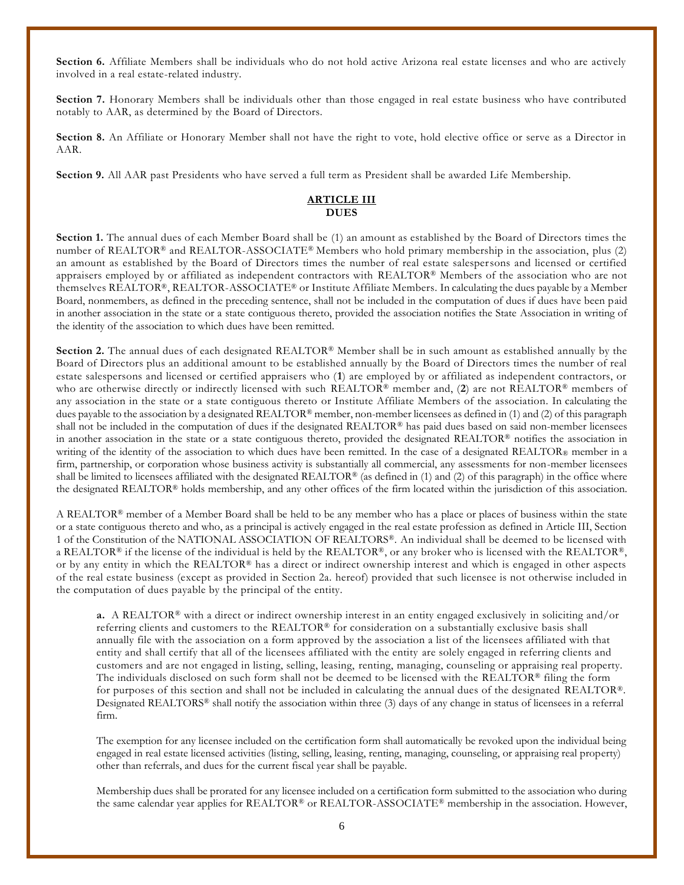**Section 6.** Affiliate Members shall be individuals who do not hold active Arizona real estate licenses and who are actively involved in a real estate-related industry.

**Section 7.** Honorary Members shall be individuals other than those engaged in real estate business who have contributed notably to AAR, as determined by the Board of Directors.

**Section 8.** An Affiliate or Honorary Member shall not have the right to vote, hold elective office or serve as a Director in AAR.

**Section 9.** All AAR past Presidents who have served a full term as President shall be awarded Life Membership.

## ARTICLE III
## DUES

**Section 1.** The annual dues of each Member Board shall be (1) an amount as established by the Board of Directors times the number of REALTOR® and REALTOR-ASSOCIATE® Members who hold primary membership in the association, plus (2) an amount as established by the Board of Directors times the number of real estate salespersons and licensed or certified appraisers employed by or affiliated as independent contractors with REALTOR® Members of the association who are not themselves REALTOR®, REALTOR-ASSOCIATE® or Institute Affiliate Members. In calculating the dues payable by a Member Board, nonmembers, as defined in the preceding sentence, shall not be included in the computation of dues if dues have been paid in another association in the state or a state contiguous thereto, provided the association notifies the State Association in writing of the identity of the association to which dues have been remitted.

**Section 2.** The annual dues of each designated REALTOR® Member shall be in such amount as established annually by the Board of Directors plus an additional amount to be established annually by the Board of Directors times the number of real estate salespersons and licensed or certified appraisers who (**1**) are employed by or affiliated as independent contractors, or who are otherwise directly or indirectly licensed with such REALTOR® member and, (**2**) are not REALTOR® members of any association in the state or a state contiguous thereto or Institute Affiliate Members of the association. In calculating the dues payable to the association by a designated REALTOR® member, non-member licensees as defined in (1) and (2) of this paragraph shall not be included in the computation of dues if the designated REALTOR® has paid dues based on said non-member licensees in another association in the state or a state contiguous thereto, provided the designated REALTOR® notifies the association in writing of the identity of the association to which dues have been remitted. In the case of a designated REALTOR® member in a firm, partnership, or corporation whose business activity is substantially all commercial, any assessments for non-member licensees shall be limited to licensees affiliated with the designated REALTOR® (as defined in (1) and (2) of this paragraph) in the office where the designated REALTOR® holds membership, and any other offices of the firm located within the jurisdiction of this association.

A REALTOR® member of a Member Board shall be held to be any member who has a place or places of business within the state or a state contiguous thereto and who, as a principal is actively engaged in the real estate profession as defined in Article III, Section 1 of the Constitution of the NATIONAL ASSOCIATION OF REALTORS®. An individual shall be deemed to be licensed with a REALTOR® if the license of the individual is held by the REALTOR®, or any broker who is licensed with the REALTOR®, or by any entity in which the REALTOR® has a direct or indirect ownership interest and which is engaged in other aspects of the real estate business (except as provided in Section 2a. hereof) provided that such licensee is not otherwise included in the computation of dues payable by the principal of the entity.

**a.** A REALTOR® with a direct or indirect ownership interest in an entity engaged exclusively in soliciting and/or referring clients and customers to the REALTOR® for consideration on a substantially exclusive basis shall annually file with the association on a form approved by the association a list of the licensees affiliated with that entity and shall certify that all of the licensees affiliated with the entity are solely engaged in referring clients and customers and are not engaged in listing, selling, leasing, renting, managing, counseling or appraising real property. The individuals disclosed on such form shall not be deemed to be licensed with the REALTOR® filing the form for purposes of this section and shall not be included in calculating the annual dues of the designated REALTOR®. Designated REALTORS® shall notify the association within three (3) days of any change in status of licensees in a referral firm.

The exemption for any licensee included on the certification form shall automatically be revoked upon the individual being engaged in real estate licensed activities (listing, selling, leasing, renting, managing, counseling, or appraising real property) other than referrals, and dues for the current fiscal year shall be payable.

Membership dues shall be prorated for any licensee included on a certification form submitted to the association who during the same calendar year applies for REALTOR® or REALTOR-ASSOCIATE® membership in the association. However,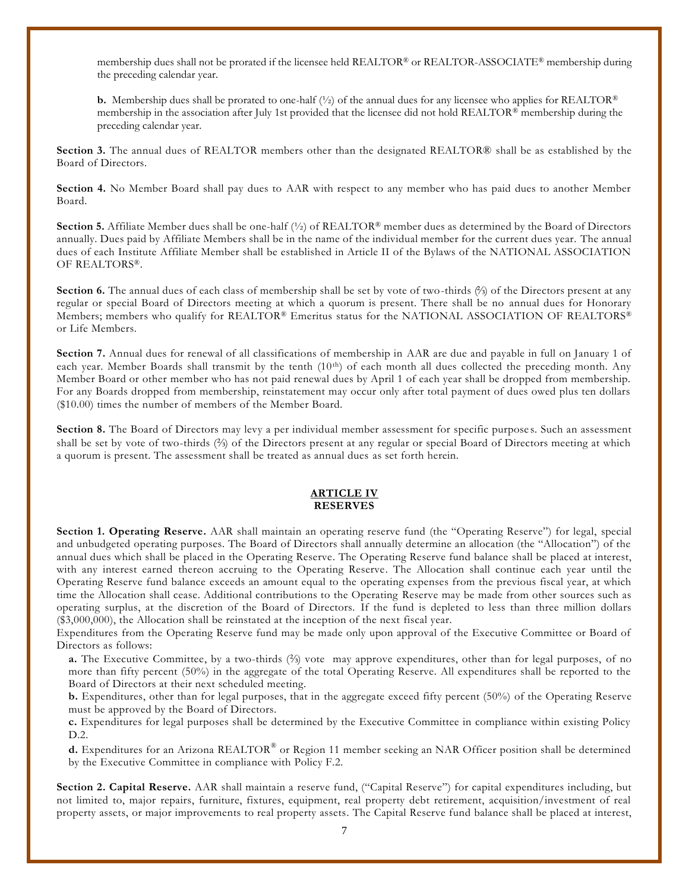membership dues shall not be prorated if the licensee held REALTOR® or REALTOR-ASSOCIATE® membership during the preceding calendar year.

**b.** Membership dues shall be prorated to one-half (½) of the annual dues for any licensee who applies for REALTOR® membership in the association after July 1st provided that the licensee did not hold REALTOR® membership during the preceding calendar year.

**Section 3.** The annual dues of REALTOR members other than the designated REALTOR® shall be as established by the Board of Directors.

**Section 4.** No Member Board shall pay dues to AAR with respect to any member who has paid dues to another Member Board.

**Section 5.** Affiliate Member dues shall be one-half (½) of REALTOR® member dues as determined by the Board of Directors annually. Dues paid by Affiliate Members shall be in the name of the individual member for the current dues year. The annual dues of each Institute Affiliate Member shall be established in Article II of the Bylaws of the NATIONAL ASSOCIATION OF REALTORS®.

**Section 6.** The annual dues of each class of membership shall be set by vote of two-thirds (⅔) of the Directors present at any regular or special Board of Directors meeting at which a quorum is present. There shall be no annual dues for Honorary Members; members who qualify for REALTOR® Emeritus status for the NATIONAL ASSOCIATION OF REALTORS® or Life Members.

**Section 7.** Annual dues for renewal of all classifications of membership in AAR are due and payable in full on January 1 of each year. Member Boards shall transmit by the tenth (10th) of each month all dues collected the preceding month. Any Member Board or other member who has not paid renewal dues by April 1 of each year shall be dropped from membership. For any Boards dropped from membership, reinstatement may occur only after total payment of dues owed plus ten dollars ($10.00) times the number of members of the Member Board.

**Section 8.** The Board of Directors may levy a per individual member assessment for specific purposes. Such an assessment shall be set by vote of two-thirds (⅔) of the Directors present at any regular or special Board of Directors meeting at which a quorum is present. The assessment shall be treated as annual dues as set forth herein.

## ARTICLE IV
## RESERVES

**Section 1. Operating Reserve.** AAR shall maintain an operating reserve fund (the "Operating Reserve") for legal, special and unbudgeted operating purposes. The Board of Directors shall annually determine an allocation (the "Allocation") of the annual dues which shall be placed in the Operating Reserve. The Operating Reserve fund balance shall be placed at interest, with any interest earned thereon accruing to the Operating Reserve. The Allocation shall continue each year until the Operating Reserve fund balance exceeds an amount equal to the operating expenses from the previous fiscal year, at which time the Allocation shall cease. Additional contributions to the Operating Reserve may be made from other sources such as operating surplus, at the discretion of the Board of Directors. If the fund is depleted to less than three million dollars ($3,000,000), the Allocation shall be reinstated at the inception of the next fiscal year.

Expenditures from the Operating Reserve fund may be made only upon approval of the Executive Committee or Board of Directors as follows:

**a.** The Executive Committee, by a two-thirds (⅔) vote may approve expenditures, other than for legal purposes, of no more than fifty percent (50%) in the aggregate of the total Operating Reserve. All expenditures shall be reported to the Board of Directors at their next scheduled meeting.

**b.** Expenditures, other than for legal purposes, that in the aggregate exceed fifty percent (50%) of the Operating Reserve must be approved by the Board of Directors.

**c.** Expenditures for legal purposes shall be determined by the Executive Committee in compliance within existing Policy D.2.

**d.** Expenditures for an Arizona REALTOR® or Region 11 member seeking an NAR Officer position shall be determined by the Executive Committee in compliance with Policy F.2.

**Section 2. Capital Reserve.** AAR shall maintain a reserve fund, ("Capital Reserve") for capital expenditures including, but not limited to, major repairs, furniture, fixtures, equipment, real property debt retirement, acquisition/investment of real property assets, or major improvements to real property assets. The Capital Reserve fund balance shall be placed at interest,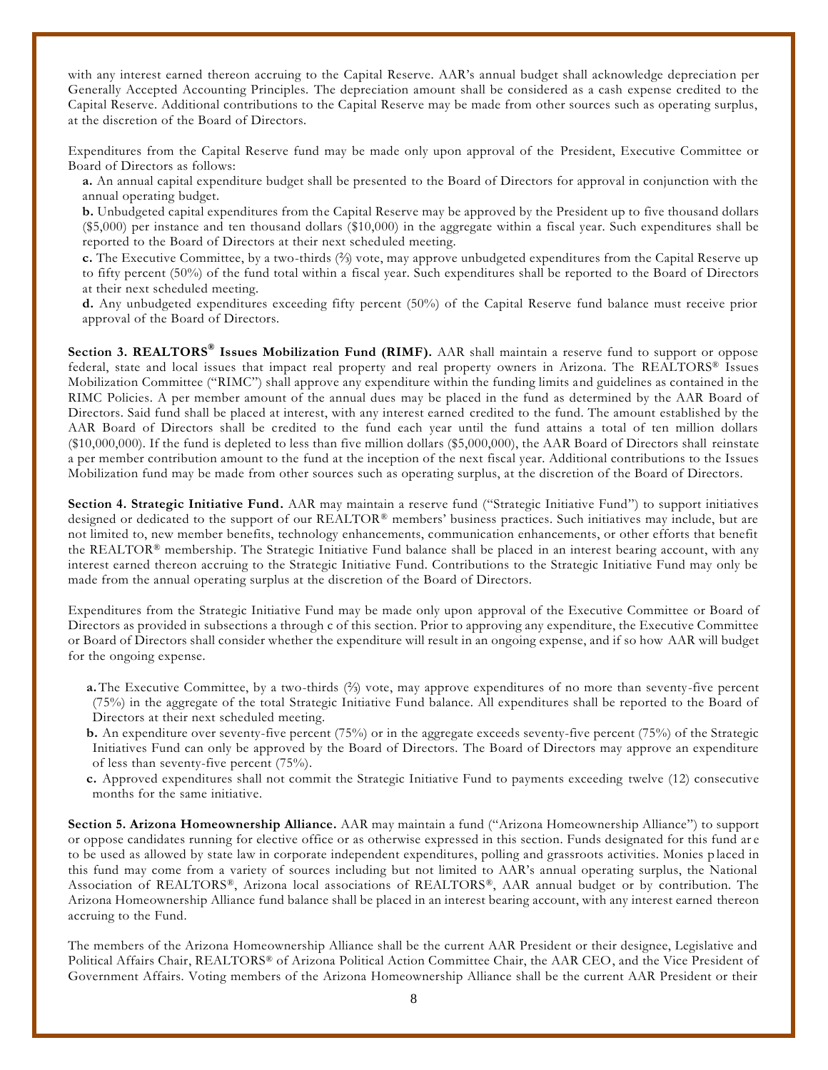with any interest earned thereon accruing to the Capital Reserve. AAR's annual budget shall acknowledge depreciation per Generally Accepted Accounting Principles. The depreciation amount shall be considered as a cash expense credited to the Capital Reserve. Additional contributions to the Capital Reserve may be made from other sources such as operating surplus, at the discretion of the Board of Directors.

Expenditures from the Capital Reserve fund may be made only upon approval of the President, Executive Committee or Board of Directors as follows:

**a.** An annual capital expenditure budget shall be presented to the Board of Directors for approval in conjunction with the annual operating budget.

**b.** Unbudgeted capital expenditures from the Capital Reserve may be approved by the President up to five thousand dollars ($5,000) per instance and ten thousand dollars ($10,000) in the aggregate within a fiscal year. Such expenditures shall be reported to the Board of Directors at their next scheduled meeting.

**c.** The Executive Committee, by a two-thirds (⅔) vote, may approve unbudgeted expenditures from the Capital Reserve up to fifty percent (50%) of the fund total within a fiscal year. Such expenditures shall be reported to the Board of Directors at their next scheduled meeting.

**d.** Any unbudgeted expenditures exceeding fifty percent (50%) of the Capital Reserve fund balance must receive prior approval of the Board of Directors.

**Section 3. REALTORS® Issues Mobilization Fund (RIMF).** AAR shall maintain a reserve fund to support or oppose federal, state and local issues that impact real property and real property owners in Arizona. The REALTORS® Issues Mobilization Committee ("RIMC") shall approve any expenditure within the funding limits and guidelines as contained in the RIMC Policies. A per member amount of the annual dues may be placed in the fund as determined by the AAR Board of Directors. Said fund shall be placed at interest, with any interest earned credited to the fund. The amount established by the AAR Board of Directors shall be credited to the fund each year until the fund attains a total of ten million dollars ($10,000,000). If the fund is depleted to less than five million dollars ($5,000,000), the AAR Board of Directors shall reinstate a per member contribution amount to the fund at the inception of the next fiscal year. Additional contributions to the Issues Mobilization fund may be made from other sources such as operating surplus, at the discretion of the Board of Directors.

**Section 4. Strategic Initiative Fund.** AAR may maintain a reserve fund ("Strategic Initiative Fund") to support initiatives designed or dedicated to the support of our REALTOR® members' business practices. Such initiatives may include, but are not limited to, new member benefits, technology enhancements, communication enhancements, or other efforts that benefit the REALTOR® membership. The Strategic Initiative Fund balance shall be placed in an interest bearing account, with any interest earned thereon accruing to the Strategic Initiative Fund. Contributions to the Strategic Initiative Fund may only be made from the annual operating surplus at the discretion of the Board of Directors.

Expenditures from the Strategic Initiative Fund may be made only upon approval of the Executive Committee or Board of Directors as provided in subsections a through c of this section. Prior to approving any expenditure, the Executive Committee or Board of Directors shall consider whether the expenditure will result in an ongoing expense, and if so how AAR will budget for the ongoing expense.

**a.** The Executive Committee, by a two-thirds (⅔) vote, may approve expenditures of no more than seventy-five percent (75%) in the aggregate of the total Strategic Initiative Fund balance. All expenditures shall be reported to the Board of Directors at their next scheduled meeting.

**b.** An expenditure over seventy-five percent (75%) or in the aggregate exceeds seventy-five percent (75%) of the Strategic Initiatives Fund can only be approved by the Board of Directors. The Board of Directors may approve an expenditure of less than seventy-five percent (75%).

**c.** Approved expenditures shall not commit the Strategic Initiative Fund to payments exceeding twelve (12) consecutive months for the same initiative.

**Section 5. Arizona Homeownership Alliance.** AAR may maintain a fund ("Arizona Homeownership Alliance") to support or oppose candidates running for elective office or as otherwise expressed in this section. Funds designated for this fund are to be used as allowed by state law in corporate independent expenditures, polling and grassroots activities. Monies placed in this fund may come from a variety of sources including but not limited to AAR's annual operating surplus, the National Association of REALTORS®, Arizona local associations of REALTORS®, AAR annual budget or by contribution. The Arizona Homeownership Alliance fund balance shall be placed in an interest bearing account, with any interest earned thereon accruing to the Fund.

The members of the Arizona Homeownership Alliance shall be the current AAR President or their designee, Legislative and Political Affairs Chair, REALTORS® of Arizona Political Action Committee Chair, the AAR CEO, and the Vice President of Government Affairs. Voting members of the Arizona Homeownership Alliance shall be the current AAR President or their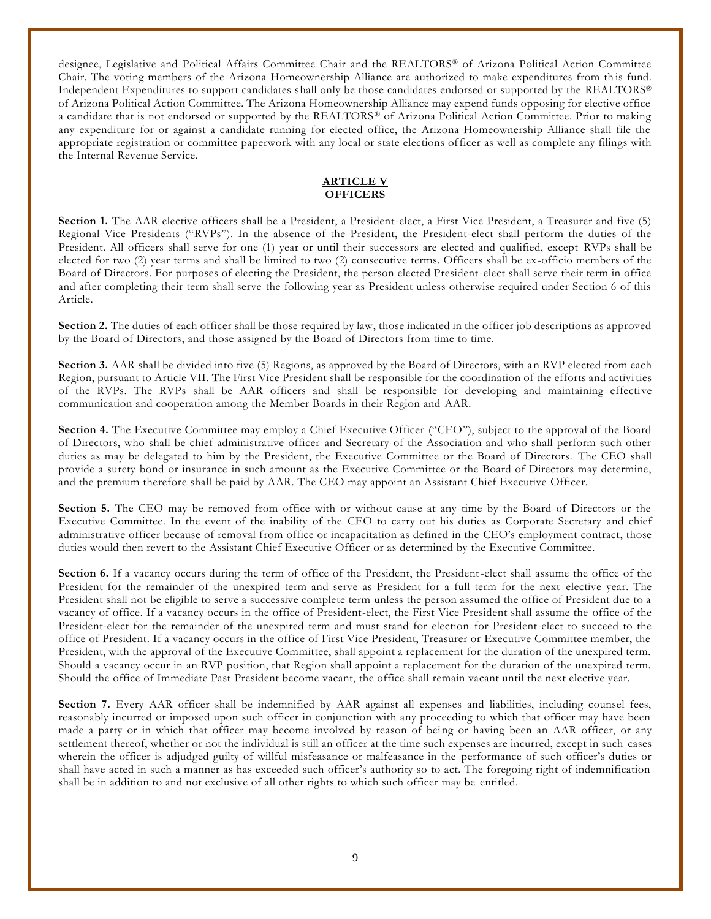designee, Legislative and Political Affairs Committee Chair and the REALTORS® of Arizona Political Action Committee Chair. The voting members of the Arizona Homeownership Alliance are authorized to make expenditures from this fund. Independent Expenditures to support candidates shall only be those candidates endorsed or supported by the REALTORS® of Arizona Political Action Committee. The Arizona Homeownership Alliance may expend funds opposing for elective office a candidate that is not endorsed or supported by the REALTORS® of Arizona Political Action Committee. Prior to making any expenditure for or against a candidate running for elected office, the Arizona Homeownership Alliance shall file the appropriate registration or committee paperwork with any local or state elections officer as well as complete any filings with the Internal Revenue Service.

## ARTICLE V
## OFFICERS

**Section 1.** The AAR elective officers shall be a President, a President-elect, a First Vice President, a Treasurer and five (5) Regional Vice Presidents ("RVPs"). In the absence of the President, the President-elect shall perform the duties of the President. All officers shall serve for one (1) year or until their successors are elected and qualified, except RVPs shall be elected for two (2) year terms and shall be limited to two (2) consecutive terms. Officers shall be ex-officio members of the Board of Directors. For purposes of electing the President, the person elected President-elect shall serve their term in office and after completing their term shall serve the following year as President unless otherwise required under Section 6 of this Article.

**Section 2.** The duties of each officer shall be those required by law, those indicated in the officer job descriptions as approved by the Board of Directors, and those assigned by the Board of Directors from time to time.

**Section 3.** AAR shall be divided into five (5) Regions, as approved by the Board of Directors, with an RVP elected from each Region, pursuant to Article VII. The First Vice President shall be responsible for the coordination of the efforts and activities of the RVPs. The RVPs shall be AAR officers and shall be responsible for developing and maintaining effective communication and cooperation among the Member Boards in their Region and AAR.

**Section 4.** The Executive Committee may employ a Chief Executive Officer ("CEO"), subject to the approval of the Board of Directors, who shall be chief administrative officer and Secretary of the Association and who shall perform such other duties as may be delegated to him by the President, the Executive Committee or the Board of Directors. The CEO shall provide a surety bond or insurance in such amount as the Executive Committee or the Board of Directors may determine, and the premium therefore shall be paid by AAR. The CEO may appoint an Assistant Chief Executive Officer.

**Section 5.** The CEO may be removed from office with or without cause at any time by the Board of Directors or the Executive Committee. In the event of the inability of the CEO to carry out his duties as Corporate Secretary and chief administrative officer because of removal from office or incapacitation as defined in the CEO's employment contract, those duties would then revert to the Assistant Chief Executive Officer or as determined by the Executive Committee.

**Section 6.** If a vacancy occurs during the term of office of the President, the President-elect shall assume the office of the President for the remainder of the unexpired term and serve as President for a full term for the next elective year. The President shall not be eligible to serve a successive complete term unless the person assumed the office of President due to a vacancy of office. If a vacancy occurs in the office of President-elect, the First Vice President shall assume the office of the President-elect for the remainder of the unexpired term and must stand for election for President-elect to succeed to the office of President. If a vacancy occurs in the office of First Vice President, Treasurer or Executive Committee member, the President, with the approval of the Executive Committee, shall appoint a replacement for the duration of the unexpired term. Should a vacancy occur in an RVP position, that Region shall appoint a replacement for the duration of the unexpired term. Should the office of Immediate Past President become vacant, the office shall remain vacant until the next elective year.

**Section 7.** Every AAR officer shall be indemnified by AAR against all expenses and liabilities, including counsel fees, reasonably incurred or imposed upon such officer in conjunction with any proceeding to which that officer may have been made a party or in which that officer may become involved by reason of being or having been an AAR officer, or any settlement thereof, whether or not the individual is still an officer at the time such expenses are incurred, except in such cases wherein the officer is adjudged guilty of willful misfeasance or malfeasance in the performance of such officer's duties or shall have acted in such a manner as has exceeded such officer's authority so to act. The foregoing right of indemnification shall be in addition to and not exclusive of all other rights to which such officer may be entitled.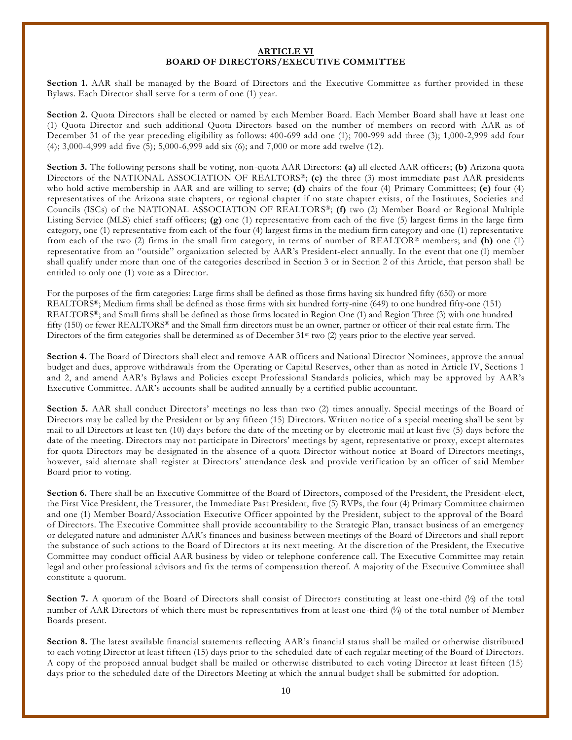## ARTICLE VI
## BOARD OF DIRECTORS/EXECUTIVE COMMITTEE

**Section 1.** AAR shall be managed by the Board of Directors and the Executive Committee as further provided in these Bylaws. Each Director shall serve for a term of one (1) year.

**Section 2.** Quota Directors shall be elected or named by each Member Board. Each Member Board shall have at least one (1) Quota Director and such additional Quota Directors based on the number of members on record with AAR as of December 31 of the year preceding eligibility as follows: 400-699 add one (1); 700-999 add three (3); 1,000-2,999 add four (4); 3,000-4,999 add five (5); 5,000-6,999 add six (6); and 7,000 or more add twelve (12).

**Section 3.** The following persons shall be voting, non-quota AAR Directors: **(a)** all elected AAR officers; **(b)** Arizona quota Directors of the NATIONAL ASSOCIATION OF REALTORS®; **(c)** the three (3) most immediate past AAR presidents who hold active membership in AAR and are willing to serve; **(d)** chairs of the four (4) Primary Committees; **(e)** four (4) representatives of the Arizona state chapters, or regional chapter if no state chapter exists, of the Institutes, Societies and Councils (ISCs) of the NATIONAL ASSOCIATION OF REALTORS®; **(f)** two (2) Member Board or Regional Multiple Listing Service (MLS) chief staff officers; **(g)** one (1) representative from each of the five (5) largest firms in the large firm category, one (1) representative from each of the four (4) largest firms in the medium firm category and one (1) representative from each of the two (2) firms in the small firm category, in terms of number of REALTOR® members; and **(h)** one (1) representative from an "outside" organization selected by AAR's President-elect annually. In the event that one (1) member shall qualify under more than one of the categories described in Section 3 or in Section 2 of this Article, that person shall be entitled to only one (1) vote as a Director.

For the purposes of the firm categories: Large firms shall be defined as those firms having six hundred fifty (650) or more REALTORS®; Medium firms shall be defined as those firms with six hundred forty-nine (649) to one hundred fifty-one (151) REALTORS®; and Small firms shall be defined as those firms located in Region One (1) and Region Three (3) with one hundred fifty (150) or fewer REALTORS® and the Small firm directors must be an owner, partner or officer of their real estate firm. The Directors of the firm categories shall be determined as of December 31st two (2) years prior to the elective year served.

**Section 4.** The Board of Directors shall elect and remove AAR officers and National Director Nominees, approve the annual budget and dues, approve withdrawals from the Operating or Capital Reserves, other than as noted in Article IV, Sections 1 and 2, and amend AAR's Bylaws and Policies except Professional Standards policies, which may be approved by AAR's Executive Committee. AAR's accounts shall be audited annually by a certified public accountant.

**Section 5.** AAR shall conduct Directors' meetings no less than two (2) times annually. Special meetings of the Board of Directors may be called by the President or by any fifteen (15) Directors. Written notice of a special meeting shall be sent by mail to all Directors at least ten (10) days before the date of the meeting or by electronic mail at least five (5) days before the date of the meeting. Directors may not participate in Directors' meetings by agent, representative or proxy, except alternates for quota Directors may be designated in the absence of a quota Director without notice at Board of Directors meetings, however, said alternate shall register at Directors' attendance desk and provide verification by an officer of said Member Board prior to voting.

**Section 6.** There shall be an Executive Committee of the Board of Directors, composed of the President, the President-elect, the First Vice President, the Treasurer, the Immediate Past President, five (5) RVPs, the four (4) Primary Committee chairmen and one (1) Member Board/Association Executive Officer appointed by the President, subject to the approval of the Board of Directors. The Executive Committee shall provide accountability to the Strategic Plan, transact business of an emergency or delegated nature and administer AAR's finances and business between meetings of the Board of Directors and shall report the substance of such actions to the Board of Directors at its next meeting. At the discretion of the President, the Executive Committee may conduct official AAR business by video or telephone conference call. The Executive Committee may retain legal and other professional advisors and fix the terms of compensation thereof. A majority of the Executive Committee shall constitute a quorum.

**Section 7.** A quorum of the Board of Directors shall consist of Directors constituting at least one-third (⅓) of the total number of AAR Directors of which there must be representatives from at least one-third (⅓) of the total number of Member Boards present.

**Section 8.** The latest available financial statements reflecting AAR's financial status shall be mailed or otherwise distributed to each voting Director at least fifteen (15) days prior to the scheduled date of each regular meeting of the Board of Directors. A copy of the proposed annual budget shall be mailed or otherwise distributed to each voting Director at least fifteen (15) days prior to the scheduled date of the Directors Meeting at which the annual budget shall be submitted for adoption.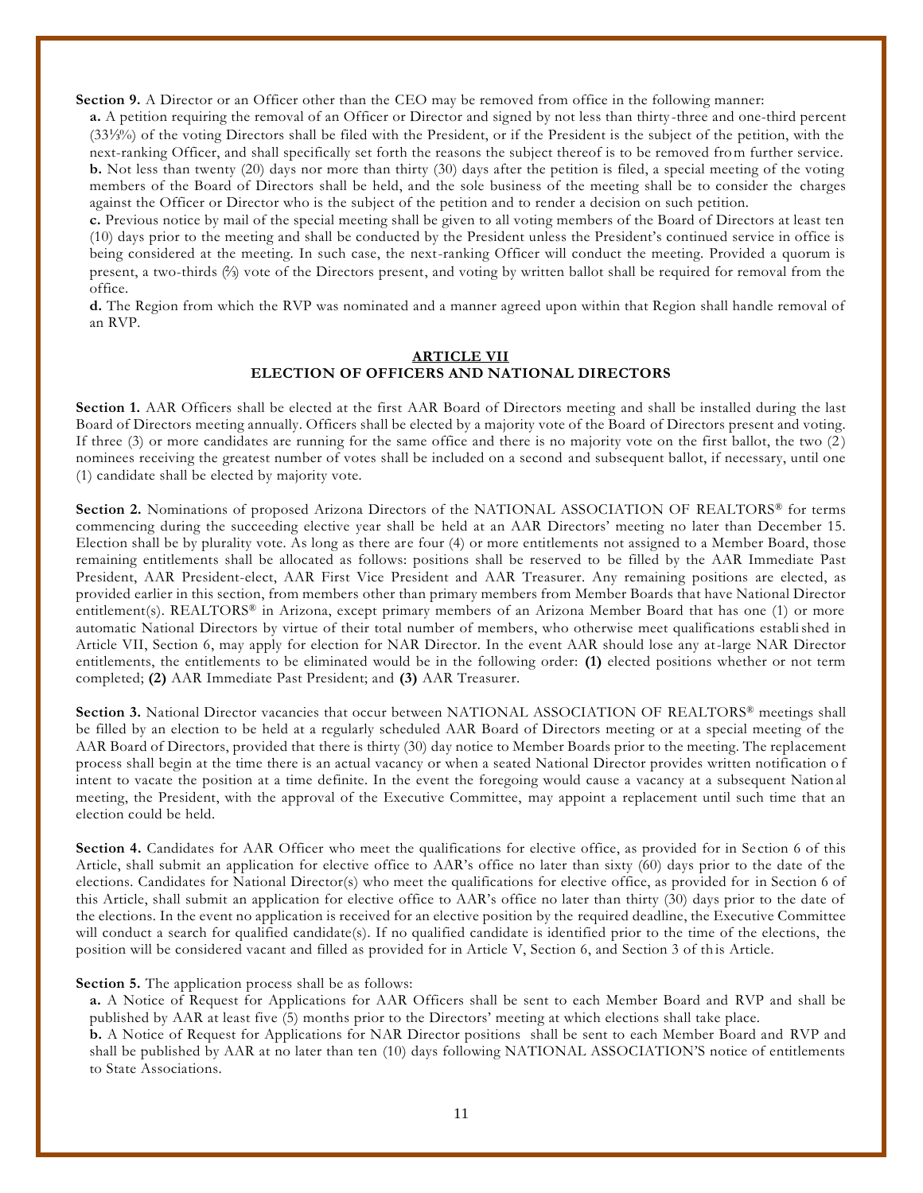**Section 9.** A Director or an Officer other than the CEO may be removed from office in the following manner:

**a.** A petition requiring the removal of an Officer or Director and signed by not less than thirty-three and one-third percent (33⅓%) of the voting Directors shall be filed with the President, or if the President is the subject of the petition, with the next-ranking Officer, and shall specifically set forth the reasons the subject thereof is to be removed from further service.

**b.** Not less than twenty (20) days nor more than thirty (30) days after the petition is filed, a special meeting of the voting members of the Board of Directors shall be held, and the sole business of the meeting shall be to consider the charges against the Officer or Director who is the subject of the petition and to render a decision on such petition.

**c.** Previous notice by mail of the special meeting shall be given to all voting members of the Board of Directors at least ten (10) days prior to the meeting and shall be conducted by the President unless the President's continued service in office is being considered at the meeting. In such case, the next-ranking Officer will conduct the meeting. Provided a quorum is present, a two-thirds (⅔) vote of the Directors present, and voting by written ballot shall be required for removal from the office.

**d.** The Region from which the RVP was nominated and a manner agreed upon within that Region shall handle removal of an RVP.

## ARTICLE VII
## ELECTION OF OFFICERS AND NATIONAL DIRECTORS

**Section 1.** AAR Officers shall be elected at the first AAR Board of Directors meeting and shall be installed during the last Board of Directors meeting annually. Officers shall be elected by a majority vote of the Board of Directors present and voting. If three (3) or more candidates are running for the same office and there is no majority vote on the first ballot, the two (2) nominees receiving the greatest number of votes shall be included on a second and subsequent ballot, if necessary, until one (1) candidate shall be elected by majority vote.

**Section 2.** Nominations of proposed Arizona Directors of the NATIONAL ASSOCIATION OF REALTORS® for terms commencing during the succeeding elective year shall be held at an AAR Directors' meeting no later than December 15. Election shall be by plurality vote. As long as there are four (4) or more entitlements not assigned to a Member Board, those remaining entitlements shall be allocated as follows: positions shall be reserved to be filled by the AAR Immediate Past President, AAR President-elect, AAR First Vice President and AAR Treasurer. Any remaining positions are elected, as provided earlier in this section, from members other than primary members from Member Boards that have National Director entitlement(s). REALTORS® in Arizona, except primary members of an Arizona Member Board that has one (1) or more automatic National Directors by virtue of their total number of members, who otherwise meet qualifications established in Article VII, Section 6, may apply for election for NAR Director. In the event AAR should lose any at-large NAR Director entitlements, the entitlements to be eliminated would be in the following order: **(1)** elected positions whether or not term completed; **(2)** AAR Immediate Past President; and **(3)** AAR Treasurer.

**Section 3.** National Director vacancies that occur between NATIONAL ASSOCIATION OF REALTORS® meetings shall be filled by an election to be held at a regularly scheduled AAR Board of Directors meeting or at a special meeting of the AAR Board of Directors, provided that there is thirty (30) day notice to Member Boards prior to the meeting. The replacement process shall begin at the time there is an actual vacancy or when a seated National Director provides written notification of intent to vacate the position at a time definite. In the event the foregoing would cause a vacancy at a subsequent National meeting, the President, with the approval of the Executive Committee, may appoint a replacement until such time that an election could be held.

**Section 4.** Candidates for AAR Officer who meet the qualifications for elective office, as provided for in Section 6 of this Article, shall submit an application for elective office to AAR's office no later than sixty (60) days prior to the date of the elections. Candidates for National Director(s) who meet the qualifications for elective office, as provided for in Section 6 of this Article, shall submit an application for elective office to AAR's office no later than thirty (30) days prior to the date of the elections. In the event no application is received for an elective position by the required deadline, the Executive Committee will conduct a search for qualified candidate(s). If no qualified candidate is identified prior to the time of the elections, the position will be considered vacant and filled as provided for in Article V, Section 6, and Section 3 of this Article.

**Section 5.** The application process shall be as follows:

**a.** A Notice of Request for Applications for AAR Officers shall be sent to each Member Board and RVP and shall be published by AAR at least five (5) months prior to the Directors' meeting at which elections shall take place.

**b.** A Notice of Request for Applications for NAR Director positions shall be sent to each Member Board and RVP and shall be published by AAR at no later than ten (10) days following NATIONAL ASSOCIATION'S notice of entitlements to State Associations.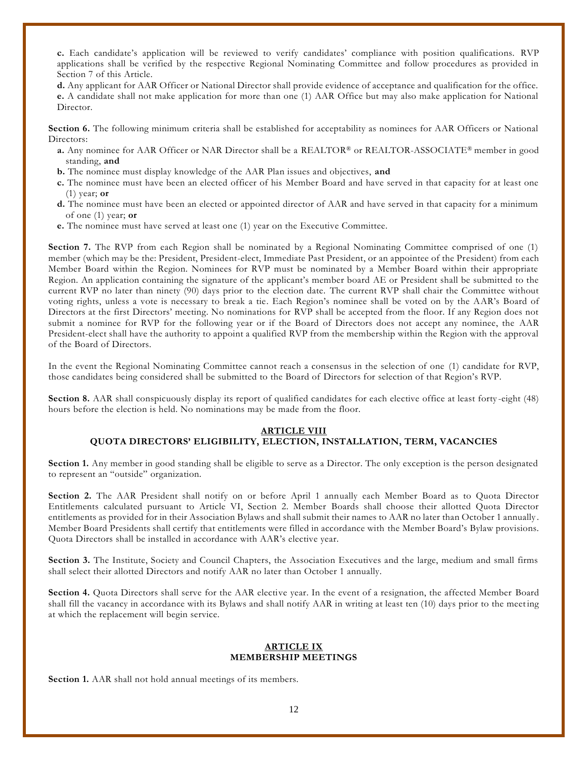**c.** Each candidate's application will be reviewed to verify candidates' compliance with position qualifications. RVP applications shall be verified by the respective Regional Nominating Committee and follow procedures as provided in Section 7 of this Article.

**d.** Any applicant for AAR Officer or National Director shall provide evidence of acceptance and qualification for the office.

**e.** A candidate shall not make application for more than one (1) AAR Office but may also make application for National Director.

**Section 6.** The following minimum criteria shall be established for acceptability as nominees for AAR Officers or National Directors:

- **a.** Any nominee for AAR Officer or NAR Director shall be a REALTOR® or REALTOR-ASSOCIATE® member in good standing, **and**
- **b.** The nominee must display knowledge of the AAR Plan issues and objectives, **and**
- **c.** The nominee must have been an elected officer of his Member Board and have served in that capacity for at least one (1) year; **or**
- **d.** The nominee must have been an elected or appointed director of AAR and have served in that capacity for a minimum of one (1) year; **or**
- **e.** The nominee must have served at least one (1) year on the Executive Committee.

**Section 7.** The RVP from each Region shall be nominated by a Regional Nominating Committee comprised of one (1) member (which may be the: President, President-elect, Immediate Past President, or an appointee of the President) from each Member Board within the Region. Nominees for RVP must be nominated by a Member Board within their appropriate Region. An application containing the signature of the applicant's member board AE or President shall be submitted to the current RVP no later than ninety (90) days prior to the election date. The current RVP shall chair the Committee without voting rights, unless a vote is necessary to break a tie. Each Region's nominee shall be voted on by the AAR's Board of Directors at the first Directors' meeting. No nominations for RVP shall be accepted from the floor. If any Region does not submit a nominee for RVP for the following year or if the Board of Directors does not accept any nominee, the AAR President-elect shall have the authority to appoint a qualified RVP from the membership within the Region with the approval of the Board of Directors.

In the event the Regional Nominating Committee cannot reach a consensus in the selection of one (1) candidate for RVP, those candidates being considered shall be submitted to the Board of Directors for selection of that Region's RVP.

**Section 8.** AAR shall conspicuously display its report of qualified candidates for each elective office at least forty-eight (48) hours before the election is held. No nominations may be made from the floor.

## ARTICLE VIII
## QUOTA DIRECTORS' ELIGIBILITY, ELECTION, INSTALLATION, TERM, VACANCIES

**Section 1.** Any member in good standing shall be eligible to serve as a Director. The only exception is the person designated to represent an "outside" organization.

**Section 2.** The AAR President shall notify on or before April 1 annually each Member Board as to Quota Director Entitlements calculated pursuant to Article VI, Section 2. Member Boards shall choose their allotted Quota Director entitlements as provided for in their Association Bylaws and shall submit their names to AAR no later than October 1 annually. Member Board Presidents shall certify that entitlements were filled in accordance with the Member Board's Bylaw provisions. Quota Directors shall be installed in accordance with AAR's elective year.

**Section 3.** The Institute, Society and Council Chapters, the Association Executives and the large, medium and small firms shall select their allotted Directors and notify AAR no later than October 1 annually.

**Section 4.** Quota Directors shall serve for the AAR elective year. In the event of a resignation, the affected Member Board shall fill the vacancy in accordance with its Bylaws and shall notify AAR in writing at least ten (10) days prior to the meeting at which the replacement will begin service.

## ARTICLE IX
## MEMBERSHIP MEETINGS

**Section 1.** AAR shall not hold annual meetings of its members.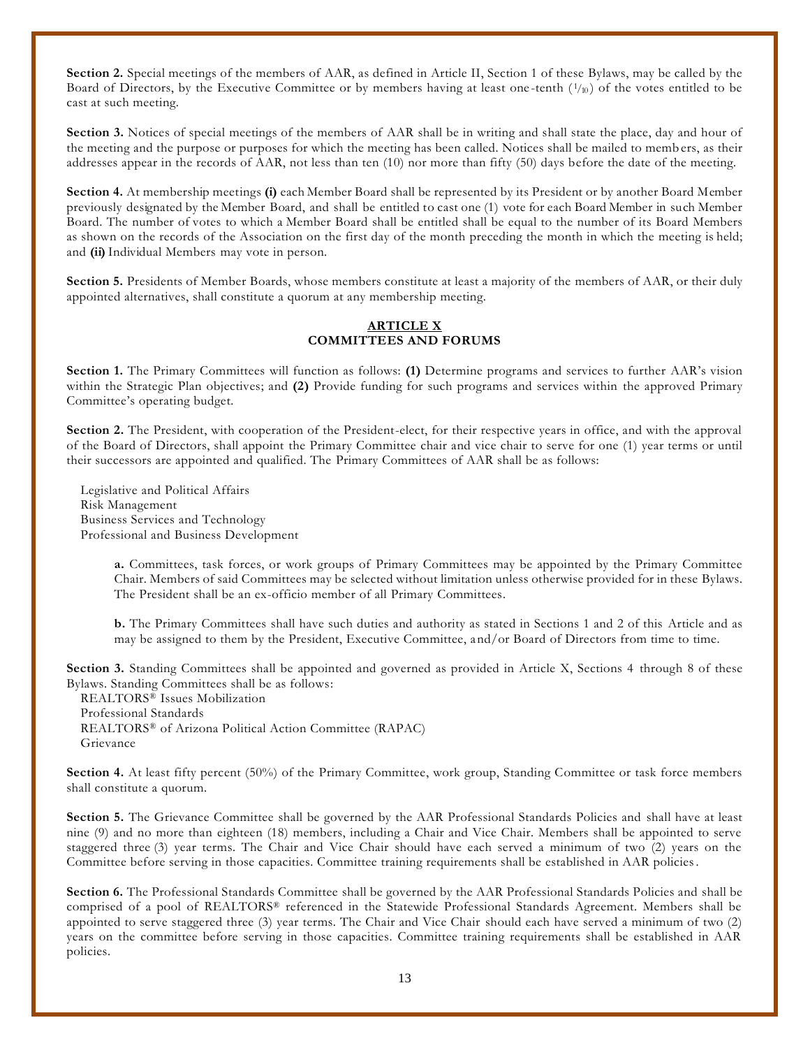**Section 2.** Special meetings of the members of AAR, as defined in Article II, Section 1 of these Bylaws, may be called by the Board of Directors, by the Executive Committee or by members having at least one-tenth ($^1/_{10}$) of the votes entitled to be cast at such meeting.

**Section 3.** Notices of special meetings of the members of AAR shall be in writing and shall state the place, day and hour of the meeting and the purpose or purposes for which the meeting has been called. Notices shall be mailed to members, as their addresses appear in the records of AAR, not less than ten (10) nor more than fifty (50) days before the date of the meeting.

**Section 4.** At membership meetings **(i)** each Member Board shall be represented by its President or by another Board Member previously designated by the Member Board, and shall be entitled to cast one (1) vote for each Board Member in such Member Board. The number of votes to which a Member Board shall be entitled shall be equal to the number of its Board Members as shown on the records of the Association on the first day of the month preceding the month in which the meeting is held; and **(ii)** Individual Members may vote in person.

**Section 5.** Presidents of Member Boards, whose members constitute at least a majority of the members of AAR, or their duly appointed alternatives, shall constitute a quorum at any membership meeting.

## ARTICLE X
## COMMITTEES AND FORUMS

**Section 1.** The Primary Committees will function as follows: **(1)** Determine programs and services to further AAR's vision within the Strategic Plan objectives; and **(2)** Provide funding for such programs and services within the approved Primary Committee's operating budget.

**Section 2.** The President, with cooperation of the President-elect, for their respective years in office, and with the approval of the Board of Directors, shall appoint the Primary Committee chair and vice chair to serve for one (1) year terms or until their successors are appointed and qualified. The Primary Committees of AAR shall be as follows:

Legislative and Political Affairs
Risk Management
Business Services and Technology
Professional and Business Development

> **a.** Committees, task forces, or work groups of Primary Committees may be appointed by the Primary Committee Chair. Members of said Committees may be selected without limitation unless otherwise provided for in these Bylaws. The President shall be an ex-officio member of all Primary Committees.
>
> **b.** The Primary Committees shall have such duties and authority as stated in Sections 1 and 2 of this Article and as may be assigned to them by the President, Executive Committee, and/or Board of Directors from time to time.

**Section 3.** Standing Committees shall be appointed and governed as provided in Article X, Sections 4 through 8 of these Bylaws. Standing Committees shall be as follows:

REALTORS® Issues Mobilization
Professional Standards
REALTORS® of Arizona Political Action Committee (RAPAC)
Grievance

**Section 4.** At least fifty percent (50%) of the Primary Committee, work group, Standing Committee or task force members shall constitute a quorum.

**Section 5.** The Grievance Committee shall be governed by the AAR Professional Standards Policies and shall have at least nine (9) and no more than eighteen (18) members, including a Chair and Vice Chair. Members shall be appointed to serve staggered three (3) year terms. The Chair and Vice Chair should have each served a minimum of two (2) years on the Committee before serving in those capacities. Committee training requirements shall be established in AAR policies.

**Section 6.** The Professional Standards Committee shall be governed by the AAR Professional Standards Policies and shall be comprised of a pool of REALTORS® referenced in the Statewide Professional Standards Agreement. Members shall be appointed to serve staggered three (3) year terms. The Chair and Vice Chair should each have served a minimum of two (2) years on the committee before serving in those capacities. Committee training requirements shall be established in AAR policies.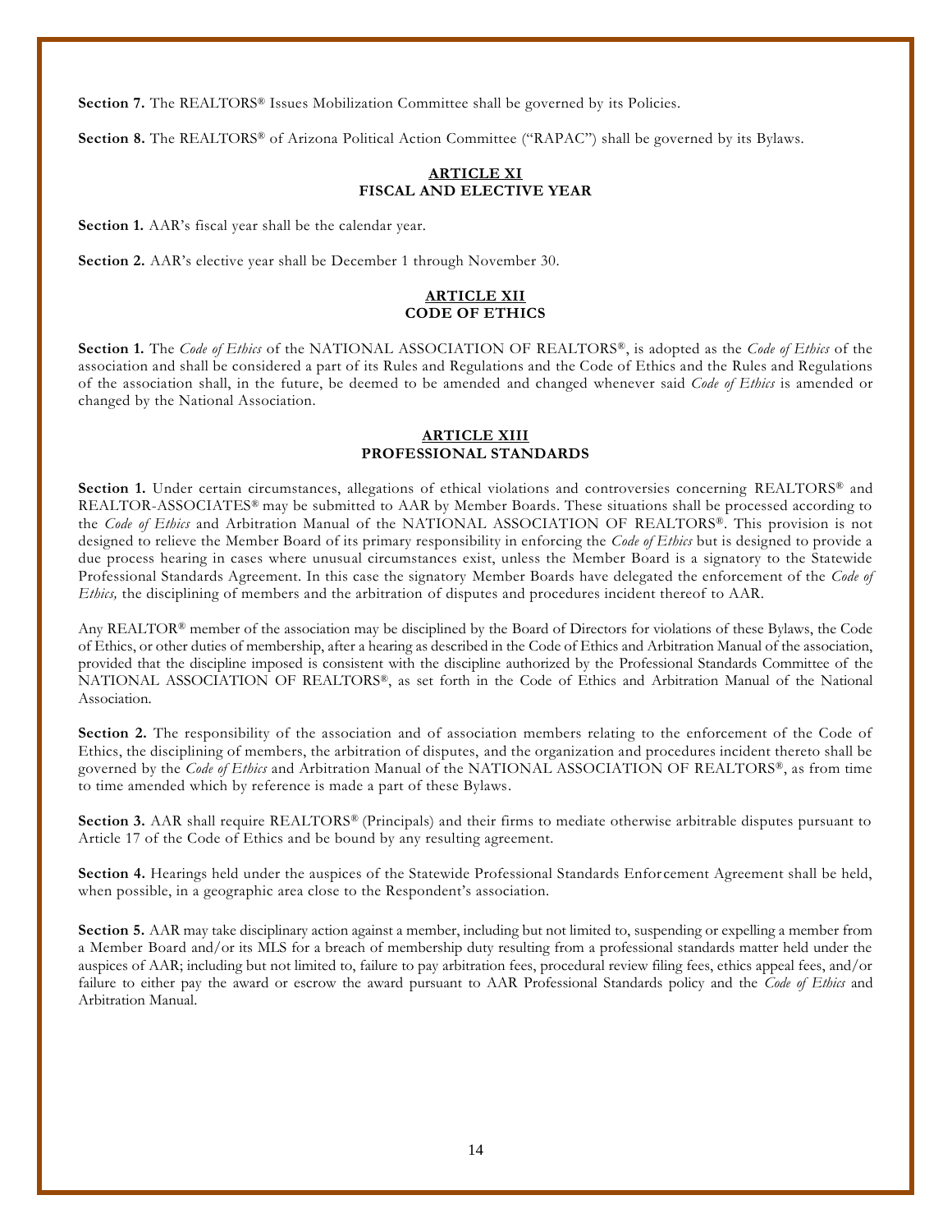**Section 7.** The REALTORS® Issues Mobilization Committee shall be governed by its Policies.

**Section 8.** The REALTORS® of Arizona Political Action Committee ("RAPAC") shall be governed by its Bylaws.

## ARTICLE XI
## FISCAL AND ELECTIVE YEAR

**Section 1.** AAR's fiscal year shall be the calendar year.

**Section 2.** AAR's elective year shall be December 1 through November 30.

## ARTICLE XII
## CODE OF ETHICS

**Section 1.** The *Code of Ethics* of the NATIONAL ASSOCIATION OF REALTORS®, is adopted as the *Code of Ethics* of the association and shall be considered a part of its Rules and Regulations and the Code of Ethics and the Rules and Regulations of the association shall, in the future, be deemed to be amended and changed whenever said *Code of Ethics* is amended or changed by the National Association.

## ARTICLE XIII
## PROFESSIONAL STANDARDS

**Section 1.** Under certain circumstances, allegations of ethical violations and controversies concerning REALTORS® and REALTOR-ASSOCIATES® may be submitted to AAR by Member Boards. These situations shall be processed according to the *Code of Ethics* and Arbitration Manual of the NATIONAL ASSOCIATION OF REALTORS®. This provision is not designed to relieve the Member Board of its primary responsibility in enforcing the *Code of Ethics* but is designed to provide a due process hearing in cases where unusual circumstances exist, unless the Member Board is a signatory to the Statewide Professional Standards Agreement. In this case the signatory Member Boards have delegated the enforcement of the *Code of Ethics,* the disciplining of members and the arbitration of disputes and procedures incident thereof to AAR.

Any REALTOR® member of the association may be disciplined by the Board of Directors for violations of these Bylaws, the Code of Ethics, or other duties of membership, after a hearing as described in the Code of Ethics and Arbitration Manual of the association, provided that the discipline imposed is consistent with the discipline authorized by the Professional Standards Committee of the NATIONAL ASSOCIATION OF REALTORS®, as set forth in the Code of Ethics and Arbitration Manual of the National Association.

**Section 2.** The responsibility of the association and of association members relating to the enforcement of the Code of Ethics, the disciplining of members, the arbitration of disputes, and the organization and procedures incident thereto shall be governed by the *Code of Ethics* and Arbitration Manual of the NATIONAL ASSOCIATION OF REALTORS®, as from time to time amended which by reference is made a part of these Bylaws.

**Section 3.** AAR shall require REALTORS® (Principals) and their firms to mediate otherwise arbitrable disputes pursuant to Article 17 of the Code of Ethics and be bound by any resulting agreement.

**Section 4.** Hearings held under the auspices of the Statewide Professional Standards Enforcement Agreement shall be held, when possible, in a geographic area close to the Respondent's association.

**Section 5.** AAR may take disciplinary action against a member, including but not limited to, suspending or expelling a member from a Member Board and/or its MLS for a breach of membership duty resulting from a professional standards matter held under the auspices of AAR; including but not limited to, failure to pay arbitration fees, procedural review filing fees, ethics appeal fees, and/or failure to either pay the award or escrow the award pursuant to AAR Professional Standards policy and the *Code of Ethics* and Arbitration Manual.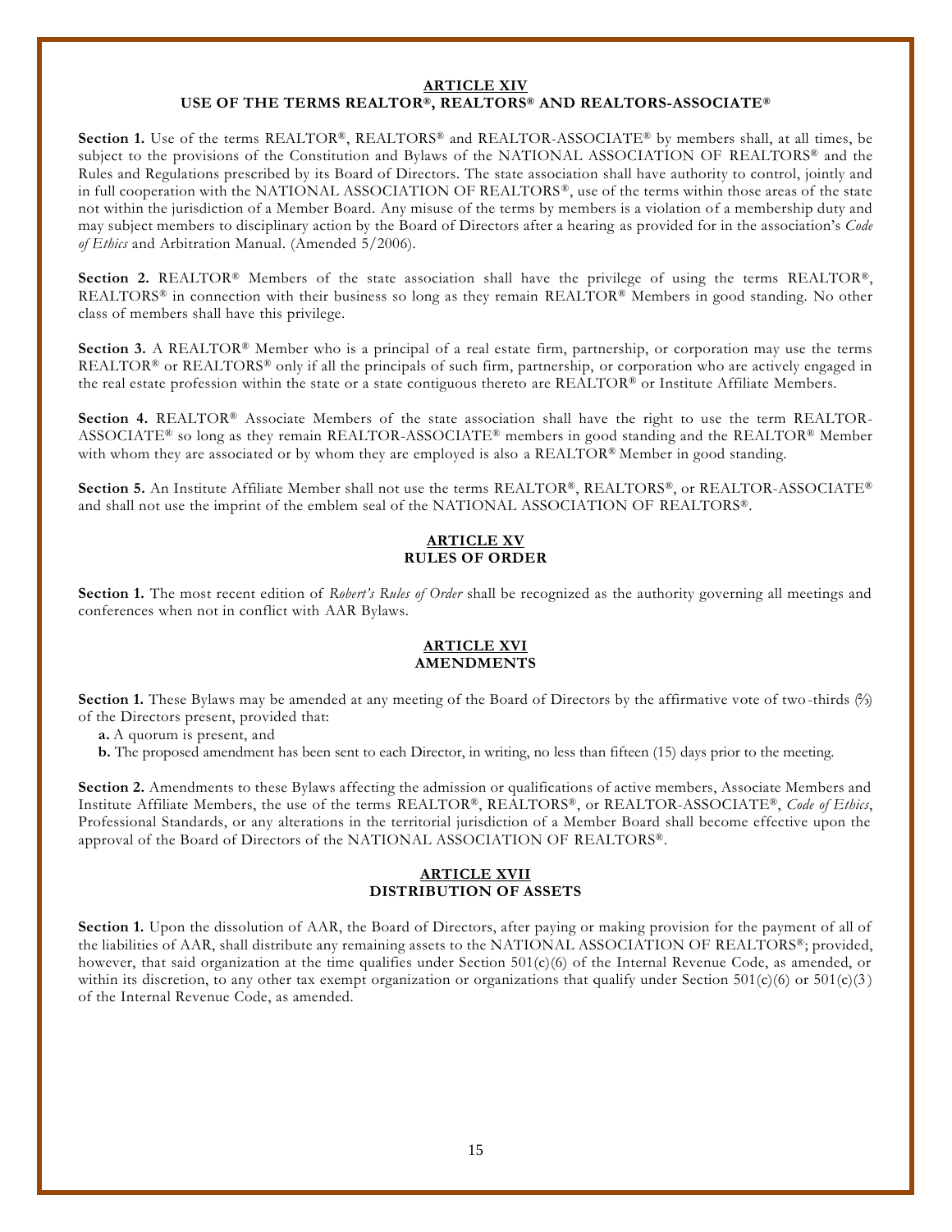## ARTICLE XIV
## USE OF THE TERMS REALTOR®, REALTORS® AND REALTORS-ASSOCIATE®

**Section 1.** Use of the terms REALTOR®, REALTORS® and REALTOR-ASSOCIATE® by members shall, at all times, be subject to the provisions of the Constitution and Bylaws of the NATIONAL ASSOCIATION OF REALTORS® and the Rules and Regulations prescribed by its Board of Directors. The state association shall have authority to control, jointly and in full cooperation with the NATIONAL ASSOCIATION OF REALTORS®, use of the terms within those areas of the state not within the jurisdiction of a Member Board. Any misuse of the terms by members is a violation of a membership duty and may subject members to disciplinary action by the Board of Directors after a hearing as provided for in the association's *Code of Ethics* and Arbitration Manual. (Amended 5/2006).

**Section 2.** REALTOR® Members of the state association shall have the privilege of using the terms REALTOR®, REALTORS® in connection with their business so long as they remain REALTOR® Members in good standing. No other class of members shall have this privilege.

**Section 3.** A REALTOR® Member who is a principal of a real estate firm, partnership, or corporation may use the terms REALTOR® or REALTORS® only if all the principals of such firm, partnership, or corporation who are actively engaged in the real estate profession within the state or a state contiguous thereto are REALTOR® or Institute Affiliate Members.

**Section 4.** REALTOR® Associate Members of the state association shall have the right to use the term REALTOR-ASSOCIATE® so long as they remain REALTOR-ASSOCIATE® members in good standing and the REALTOR® Member with whom they are associated or by whom they are employed is also a REALTOR® Member in good standing.

**Section 5.** An Institute Affiliate Member shall not use the terms REALTOR®, REALTORS®, or REALTOR-ASSOCIATE® and shall not use the imprint of the emblem seal of the NATIONAL ASSOCIATION OF REALTORS®.

## ARTICLE XV
## RULES OF ORDER

**Section 1.** The most recent edition of *Robert's Rules of Order* shall be recognized as the authority governing all meetings and conferences when not in conflict with AAR Bylaws.

## ARTICLE XVI
## AMENDMENTS

**Section 1.** These Bylaws may be amended at any meeting of the Board of Directors by the affirmative vote of two-thirds (⅔) of the Directors present, provided that:

**a.** A quorum is present, and

**b.** The proposed amendment has been sent to each Director, in writing, no less than fifteen (15) days prior to the meeting.

**Section 2.** Amendments to these Bylaws affecting the admission or qualifications of active members, Associate Members and Institute Affiliate Members, the use of the terms REALTOR®, REALTORS®, or REALTOR-ASSOCIATE®, *Code of Ethics*, Professional Standards, or any alterations in the territorial jurisdiction of a Member Board shall become effective upon the approval of the Board of Directors of the NATIONAL ASSOCIATION OF REALTORS®.

## ARTICLE XVII
## DISTRIBUTION OF ASSETS

**Section 1.** Upon the dissolution of AAR, the Board of Directors, after paying or making provision for the payment of all of the liabilities of AAR, shall distribute any remaining assets to the NATIONAL ASSOCIATION OF REALTORS®; provided, however, that said organization at the time qualifies under Section 501(c)(6) of the Internal Revenue Code, as amended, or within its discretion, to any other tax exempt organization or organizations that qualify under Section 501(c)(6) or 501(c)(3) of the Internal Revenue Code, as amended.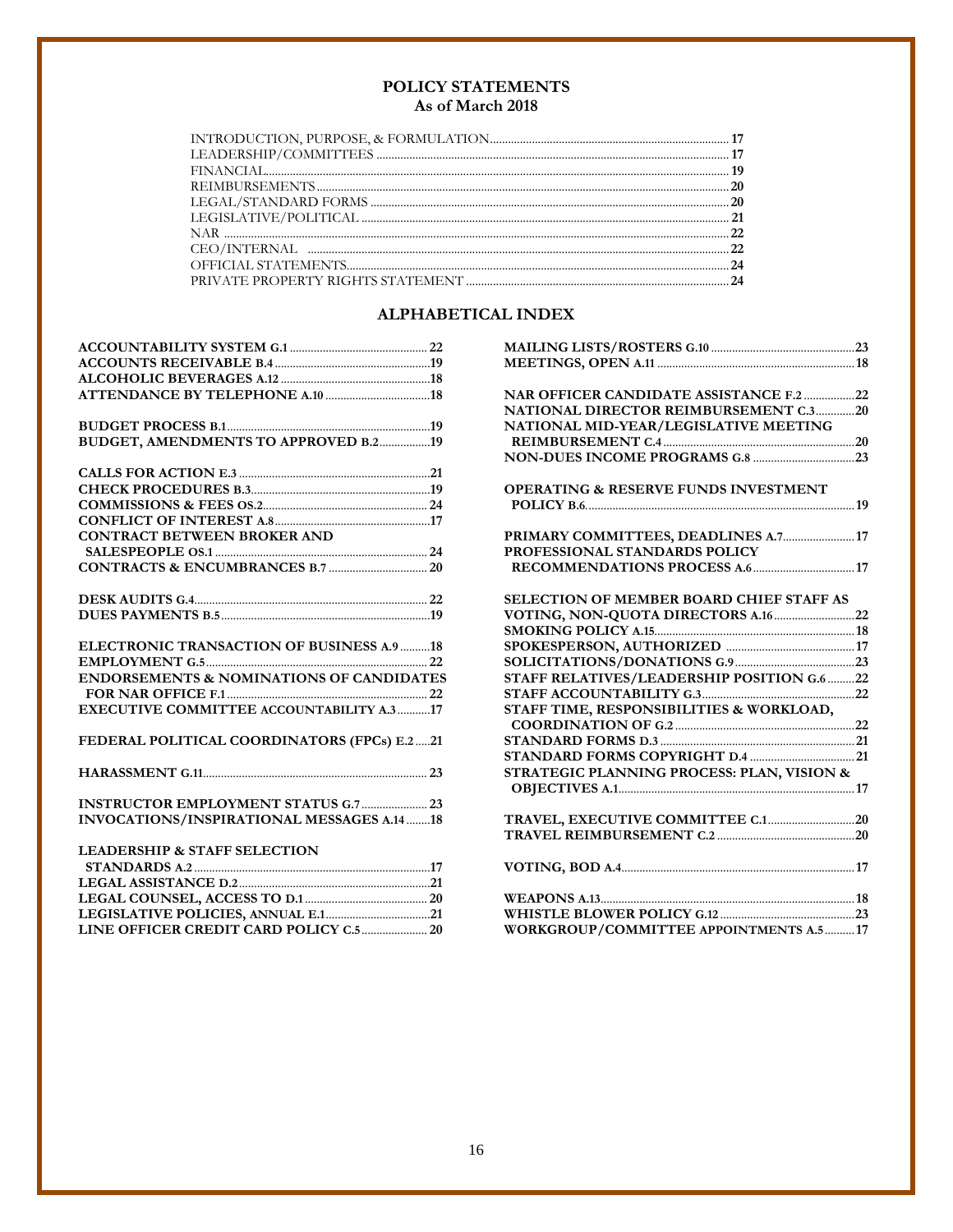## POLICY STATEMENTS
### As of March 2018

| | |
|---|---|
| INTRODUCTION, PURPOSE, & FORMULATION | 17 |
| LEADERSHIP/COMMITTEES | 17 |
| FINANCIAL | 19 |
| REIMBURSEMENTS | 20 |
| LEGAL/STANDARD FORMS | 20 |
| LEGISLATIVE/POLITICAL | 21 |
| NAR | 22 |
| CEO/INTERNAL | 22 |
| OFFICIAL STATEMENTS | 24 |
| PRIVATE PROPERTY RIGHTS STATEMENT | 24 |

## ALPHABETICAL INDEX

**ACCOUNTABILITY SYSTEM G.1** .... 22
**ACCOUNTS RECEIVABLE B.4** .... 19
**ALCOHOLIC BEVERAGES A.12** .... 18
**ATTENDANCE BY TELEPHONE A.10** .... 18

**BUDGET PROCESS B.1** .... 19
**BUDGET, AMENDMENTS TO APPROVED B.2** .... 19

**CALLS FOR ACTION E.3** .... 21
**CHECK PROCEDURES B.3** .... 19
**COMMISSIONS & FEES OS.2** .... 24
**CONFLICT OF INTEREST A.8** .... 17
**CONTRACT BETWEEN BROKER AND SALESPEOPLE OS.1** .... 24
**CONTRACTS & ENCUMBRANCES B.7** .... 20

**DESK AUDITS G.4** .... 22
**DUES PAYMENTS B.5** .... 19

**ELECTRONIC TRANSACTION OF BUSINESS A.9** .... 18
**EMPLOYMENT G.5** .... 22
**ENDORSEMENTS & NOMINATIONS OF CANDIDATES FOR NAR OFFICE F.1** .... 22
**EXECUTIVE COMMITTEE ACCOUNTABILITY A.3** .... 17

**FEDERAL POLITICAL COORDINATORS (FPCs) E.2** .... 21

**HARASSMENT G.11** .... 23

**INSTRUCTOR EMPLOYMENT STATUS G.7** .... 23
**INVOCATIONS/INSPIRATIONAL MESSAGES A.14** .... 18

**LEADERSHIP & STAFF SELECTION STANDARDS A.2** .... 17
**LEGAL ASSISTANCE D.2** .... 21
**LEGAL COUNSEL, ACCESS TO D.1** .... 20
**LEGISLATIVE POLICIES, ANNUAL E.1** .... 21
**LINE OFFICER CREDIT CARD POLICY C.5** .... 20

**MAILING LISTS/ROSTERS G.10** .... 23
**MEETINGS, OPEN A.11** .... 18

**NAR OFFICER CANDIDATE ASSISTANCE F.2** .... 22
**NATIONAL DIRECTOR REIMBURSEMENT C.3** .... 20
**NATIONAL MID-YEAR/LEGISLATIVE MEETING REIMBURSEMENT C.4** .... 20
**NON-DUES INCOME PROGRAMS G.8** .... 23

**OPERATING & RESERVE FUNDS INVESTMENT POLICY B.6** .... 19

**PRIMARY COMMITTEES, DEADLINES A.7** .... 17
**PROFESSIONAL STANDARDS POLICY RECOMMENDATIONS PROCESS A.6** .... 17

**SELECTION OF MEMBER BOARD CHIEF STAFF AS VOTING, NON-QUOTA DIRECTORS A.16** .... 22
**SMOKING POLICY A.15** .... 18
**SPOKESPERSON, AUTHORIZED** .... 17
**SOLICITATIONS/DONATIONS G.9** .... 23
**STAFF RELATIVES/LEADERSHIP POSITION G.6** .... 22
**STAFF ACCOUNTABILITY G.3** .... 22
**STAFF TIME, RESPONSIBILITIES & WORKLOAD, COORDINATION OF G.2** .... 22
**STANDARD FORMS D.3** .... 21
**STANDARD FORMS COPYRIGHT D.4** .... 21
**STRATEGIC PLANNING PROCESS: PLAN, VISION & OBJECTIVES A.1** .... 17

**TRAVEL, EXECUTIVE COMMITTEE C.1** .... 20
**TRAVEL REIMBURSEMENT C.2** .... 20

**VOTING, BOD A.4** .... 17

**WEAPONS A.13** .... 18
**WHISTLE BLOWER POLICY G.12** .... 23
**WORKGROUP/COMMITTEE APPOINTMENTS A.5** .... 17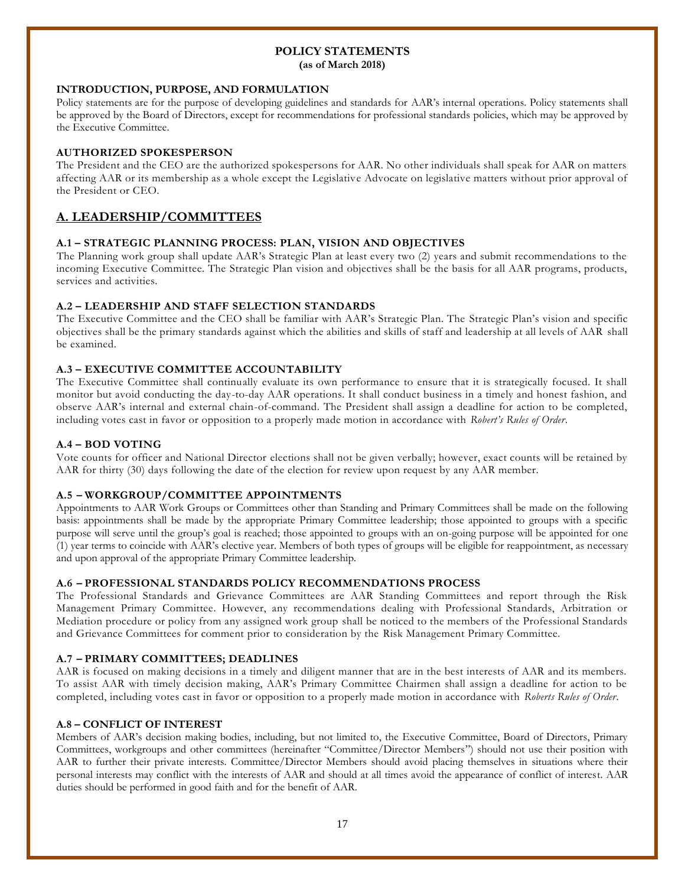# POLICY STATEMENTS

**(as of March 2018)**

### INTRODUCTION, PURPOSE, AND FORMULATION

Policy statements are for the purpose of developing guidelines and standards for AAR's internal operations. Policy statements shall be approved by the Board of Directors, except for recommendations for professional standards policies, which may be approved by the Executive Committee.

### AUTHORIZED SPOKESPERSON

The President and the CEO are the authorized spokespersons for AAR. No other individuals shall speak for AAR on matters affecting AAR or its membership as a whole except the Legislative Advocate on legislative matters without prior approval of the President or CEO.

## A. LEADERSHIP/COMMITTEES

### A.1 – STRATEGIC PLANNING PROCESS: PLAN, VISION AND OBJECTIVES

The Planning work group shall update AAR's Strategic Plan at least every two (2) years and submit recommendations to the incoming Executive Committee. The Strategic Plan vision and objectives shall be the basis for all AAR programs, products, services and activities.

### A.2 – LEADERSHIP AND STAFF SELECTION STANDARDS

The Executive Committee and the CEO shall be familiar with AAR's Strategic Plan. The Strategic Plan's vision and specific objectives shall be the primary standards against which the abilities and skills of staff and leadership at all levels of AAR shall be examined.

### A.3 – EXECUTIVE COMMITTEE ACCOUNTABILITY

The Executive Committee shall continually evaluate its own performance to ensure that it is strategically focused. It shall monitor but avoid conducting the day-to-day AAR operations. It shall conduct business in a timely and honest fashion, and observe AAR's internal and external chain-of-command. The President shall assign a deadline for action to be completed, including votes cast in favor or opposition to a properly made motion in accordance with *Robert's Rules of Order*.

### A.4 – BOD VOTING

Vote counts for officer and National Director elections shall not be given verbally; however, exact counts will be retained by AAR for thirty (30) days following the date of the election for review upon request by any AAR member.

### A.5 – WORKGROUP/COMMITTEE APPOINTMENTS

Appointments to AAR Work Groups or Committees other than Standing and Primary Committees shall be made on the following basis: appointments shall be made by the appropriate Primary Committee leadership; those appointed to groups with a specific purpose will serve until the group's goal is reached; those appointed to groups with an on-going purpose will be appointed for one (1) year terms to coincide with AAR's elective year. Members of both types of groups will be eligible for reappointment, as necessary and upon approval of the appropriate Primary Committee leadership.

### A.6 – PROFESSIONAL STANDARDS POLICY RECOMMENDATIONS PROCESS

The Professional Standards and Grievance Committees are AAR Standing Committees and report through the Risk Management Primary Committee. However, any recommendations dealing with Professional Standards, Arbitration or Mediation procedure or policy from any assigned work group shall be noticed to the members of the Professional Standards and Grievance Committees for comment prior to consideration by the Risk Management Primary Committee.

### A.7 – PRIMARY COMMITTEES; DEADLINES

AAR is focused on making decisions in a timely and diligent manner that are in the best interests of AAR and its members. To assist AAR with timely decision making, AAR's Primary Committee Chairmen shall assign a deadline for action to be completed, including votes cast in favor or opposition to a properly made motion in accordance with *Roberts Rules of Order*.

### A.8 – CONFLICT OF INTEREST

Members of AAR's decision making bodies, including, but not limited to, the Executive Committee, Board of Directors, Primary Committees, workgroups and other committees (hereinafter "Committee/Director Members") should not use their position with AAR to further their private interests. Committee/Director Members should avoid placing themselves in situations where their personal interests may conflict with the interests of AAR and should at all times avoid the appearance of conflict of interest. AAR duties should be performed in good faith and for the benefit of AAR.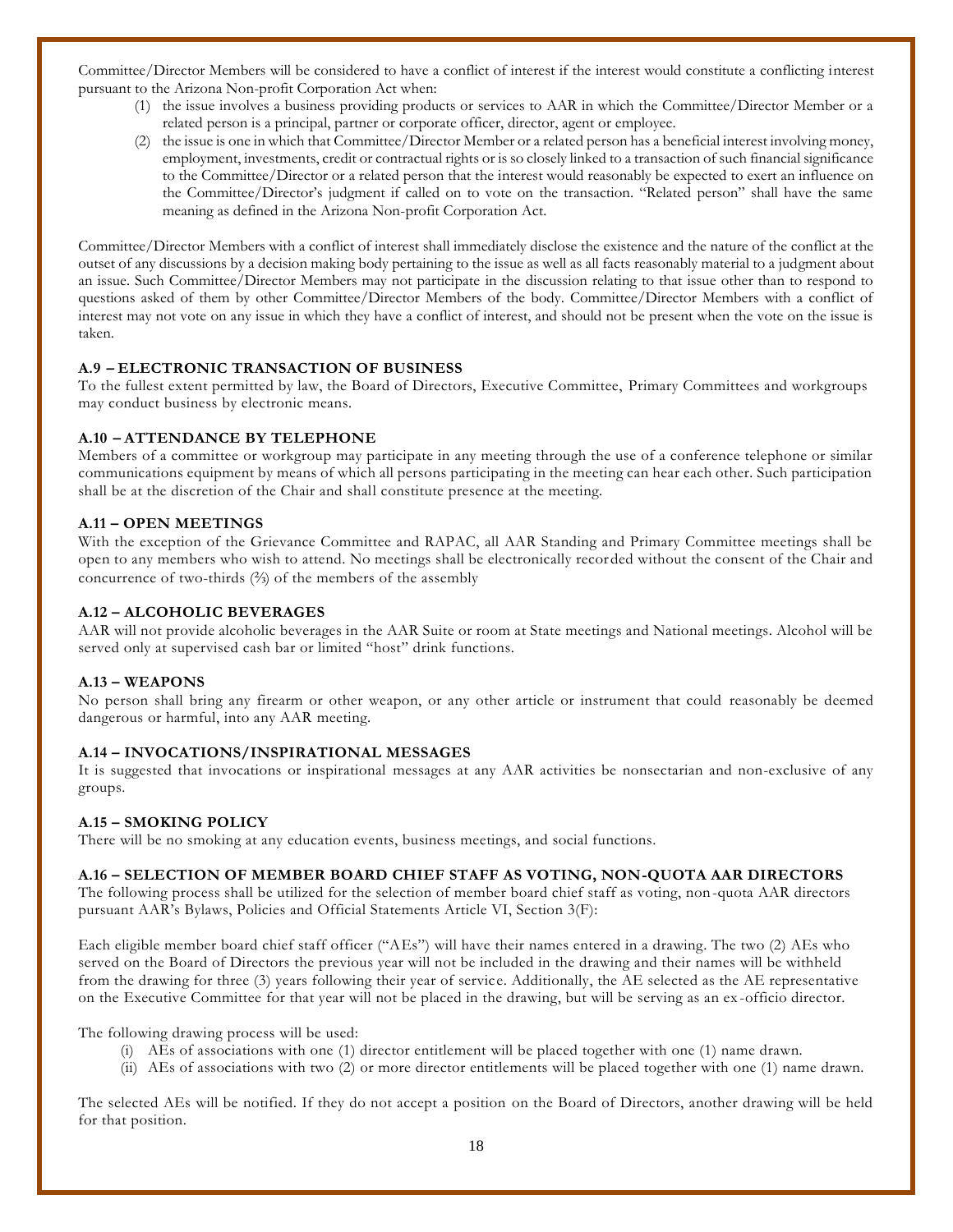Committee/Director Members will be considered to have a conflict of interest if the interest would constitute a conflicting interest pursuant to the Arizona Non-profit Corporation Act when:

(1) the issue involves a business providing products or services to AAR in which the Committee/Director Member or a related person is a principal, partner or corporate officer, director, agent or employee.

(2) the issue is one in which that Committee/Director Member or a related person has a beneficial interest involving money, employment, investments, credit or contractual rights or is so closely linked to a transaction of such financial significance to the Committee/Director or a related person that the interest would reasonably be expected to exert an influence on the Committee/Director's judgment if called on to vote on the transaction. "Related person" shall have the same meaning as defined in the Arizona Non-profit Corporation Act.

Committee/Director Members with a conflict of interest shall immediately disclose the existence and the nature of the conflict at the outset of any discussions by a decision making body pertaining to the issue as well as all facts reasonably material to a judgment about an issue. Such Committee/Director Members may not participate in the discussion relating to that issue other than to respond to questions asked of them by other Committee/Director Members of the body. Committee/Director Members with a conflict of interest may not vote on any issue in which they have a conflict of interest, and should not be present when the vote on the issue is taken.

### A.9 – ELECTRONIC TRANSACTION OF BUSINESS

To the fullest extent permitted by law, the Board of Directors, Executive Committee, Primary Committees and workgroups may conduct business by electronic means.

### A.10 – ATTENDANCE BY TELEPHONE

Members of a committee or workgroup may participate in any meeting through the use of a conference telephone or similar communications equipment by means of which all persons participating in the meeting can hear each other. Such participation shall be at the discretion of the Chair and shall constitute presence at the meeting.

### A.11 – OPEN MEETINGS

With the exception of the Grievance Committee and RAPAC, all AAR Standing and Primary Committee meetings shall be open to any members who wish to attend. No meetings shall be electronically recorded without the consent of the Chair and concurrence of two-thirds (⅔) of the members of the assembly

### A.12 – ALCOHOLIC BEVERAGES

AAR will not provide alcoholic beverages in the AAR Suite or room at State meetings and National meetings. Alcohol will be served only at supervised cash bar or limited "host" drink functions.

### A.13 – WEAPONS

No person shall bring any firearm or other weapon, or any other article or instrument that could reasonably be deemed dangerous or harmful, into any AAR meeting.

### A.14 – INVOCATIONS/INSPIRATIONAL MESSAGES

It is suggested that invocations or inspirational messages at any AAR activities be nonsectarian and non-exclusive of any groups.

### A.15 – SMOKING POLICY

There will be no smoking at any education events, business meetings, and social functions.

### A.16 – SELECTION OF MEMBER BOARD CHIEF STAFF AS VOTING, NON-QUOTA AAR DIRECTORS

The following process shall be utilized for the selection of member board chief staff as voting, non-quota AAR directors pursuant AAR's Bylaws, Policies and Official Statements Article VI, Section 3(F):

Each eligible member board chief staff officer ("AEs") will have their names entered in a drawing. The two (2) AEs who served on the Board of Directors the previous year will not be included in the drawing and their names will be withheld from the drawing for three (3) years following their year of service. Additionally, the AE selected as the AE representative on the Executive Committee for that year will not be placed in the drawing, but will be serving as an ex-officio director.

The following drawing process will be used:

(i) AEs of associations with one (1) director entitlement will be placed together with one (1) name drawn.

(ii) AEs of associations with two (2) or more director entitlements will be placed together with one (1) name drawn.

The selected AEs will be notified. If they do not accept a position on the Board of Directors, another drawing will be held for that position.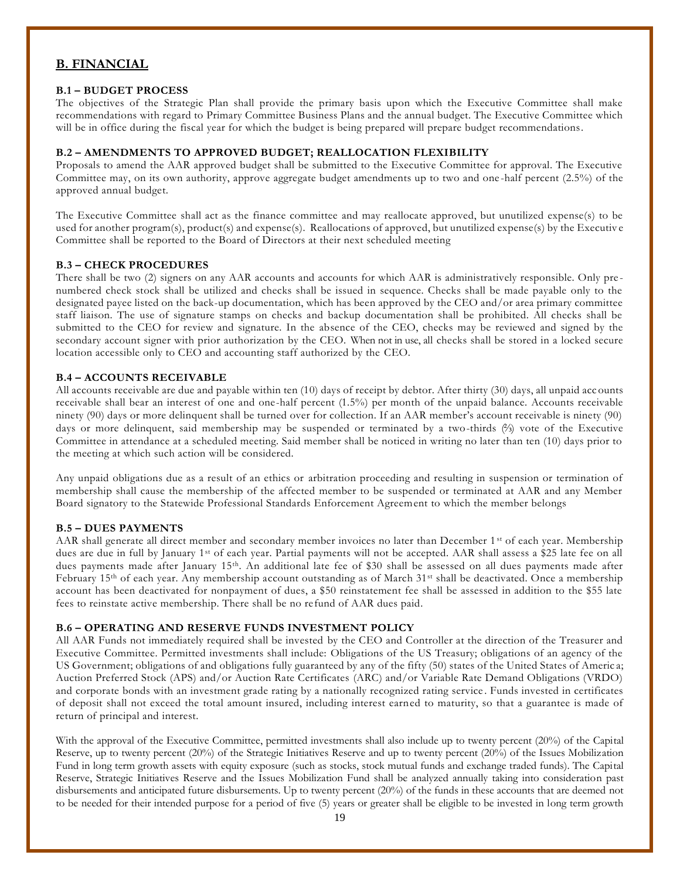## B. FINANCIAL

### B.1 – BUDGET PROCESS

The objectives of the Strategic Plan shall provide the primary basis upon which the Executive Committee shall make recommendations with regard to Primary Committee Business Plans and the annual budget. The Executive Committee which will be in office during the fiscal year for which the budget is being prepared will prepare budget recommendations.

### B.2 – AMENDMENTS TO APPROVED BUDGET; REALLOCATION FLEXIBILITY

Proposals to amend the AAR approved budget shall be submitted to the Executive Committee for approval. The Executive Committee may, on its own authority, approve aggregate budget amendments up to two and one-half percent (2.5%) of the approved annual budget.

The Executive Committee shall act as the finance committee and may reallocate approved, but unutilized expense(s) to be used for another program(s), product(s) and expense(s). Reallocations of approved, but unutilized expense(s) by the Executive Committee shall be reported to the Board of Directors at their next scheduled meeting

### B.3 – CHECK PROCEDURES

There shall be two (2) signers on any AAR accounts and accounts for which AAR is administratively responsible. Only pre-numbered check stock shall be utilized and checks shall be issued in sequence. Checks shall be made payable only to the designated payee listed on the back-up documentation, which has been approved by the CEO and/or area primary committee staff liaison. The use of signature stamps on checks and backup documentation shall be prohibited. All checks shall be submitted to the CEO for review and signature. In the absence of the CEO, checks may be reviewed and signed by the secondary account signer with prior authorization by the CEO. When not in use, all checks shall be stored in a locked secure location accessible only to CEO and accounting staff authorized by the CEO.

### B.4 – ACCOUNTS RECEIVABLE

All accounts receivable are due and payable within ten (10) days of receipt by debtor. After thirty (30) days, all unpaid accounts receivable shall bear an interest of one and one-half percent (1.5%) per month of the unpaid balance. Accounts receivable ninety (90) days or more delinquent shall be turned over for collection. If an AAR member's account receivable is ninety (90) days or more delinquent, said membership may be suspended or terminated by a two-thirds (⅔) vote of the Executive Committee in attendance at a scheduled meeting. Said member shall be noticed in writing no later than ten (10) days prior to the meeting at which such action will be considered.

Any unpaid obligations due as a result of an ethics or arbitration proceeding and resulting in suspension or termination of membership shall cause the membership of the affected member to be suspended or terminated at AAR and any Member Board signatory to the Statewide Professional Standards Enforcement Agreement to which the member belongs

### B.5 – DUES PAYMENTS

AAR shall generate all direct member and secondary member invoices no later than December 1st of each year. Membership dues are due in full by January 1st of each year. Partial payments will not be accepted. AAR shall assess a $25 late fee on all dues payments made after January 15th. An additional late fee of $30 shall be assessed on all dues payments made after February 15th of each year. Any membership account outstanding as of March 31st shall be deactivated. Once a membership account has been deactivated for nonpayment of dues, a $50 reinstatement fee shall be assessed in addition to the $55 late fees to reinstate active membership. There shall be no refund of AAR dues paid.

### B.6 – OPERATING AND RESERVE FUNDS INVESTMENT POLICY

All AAR Funds not immediately required shall be invested by the CEO and Controller at the direction of the Treasurer and Executive Committee. Permitted investments shall include: Obligations of the US Treasury; obligations of an agency of the US Government; obligations of and obligations fully guaranteed by any of the fifty (50) states of the United States of America; Auction Preferred Stock (APS) and/or Auction Rate Certificates (ARC) and/or Variable Rate Demand Obligations (VRDO) and corporate bonds with an investment grade rating by a nationally recognized rating service. Funds invested in certificates of deposit shall not exceed the total amount insured, including interest earned to maturity, so that a guarantee is made of return of principal and interest.

With the approval of the Executive Committee, permitted investments shall also include up to twenty percent (20%) of the Capital Reserve, up to twenty percent (20%) of the Strategic Initiatives Reserve and up to twenty percent (20%) of the Issues Mobilization Fund in long term growth assets with equity exposure (such as stocks, stock mutual funds and exchange traded funds). The Capital Reserve, Strategic Initiatives Reserve and the Issues Mobilization Fund shall be analyzed annually taking into consideration past disbursements and anticipated future disbursements. Up to twenty percent (20%) of the funds in these accounts that are deemed not to be needed for their intended purpose for a period of five (5) years or greater shall be eligible to be invested in long term growth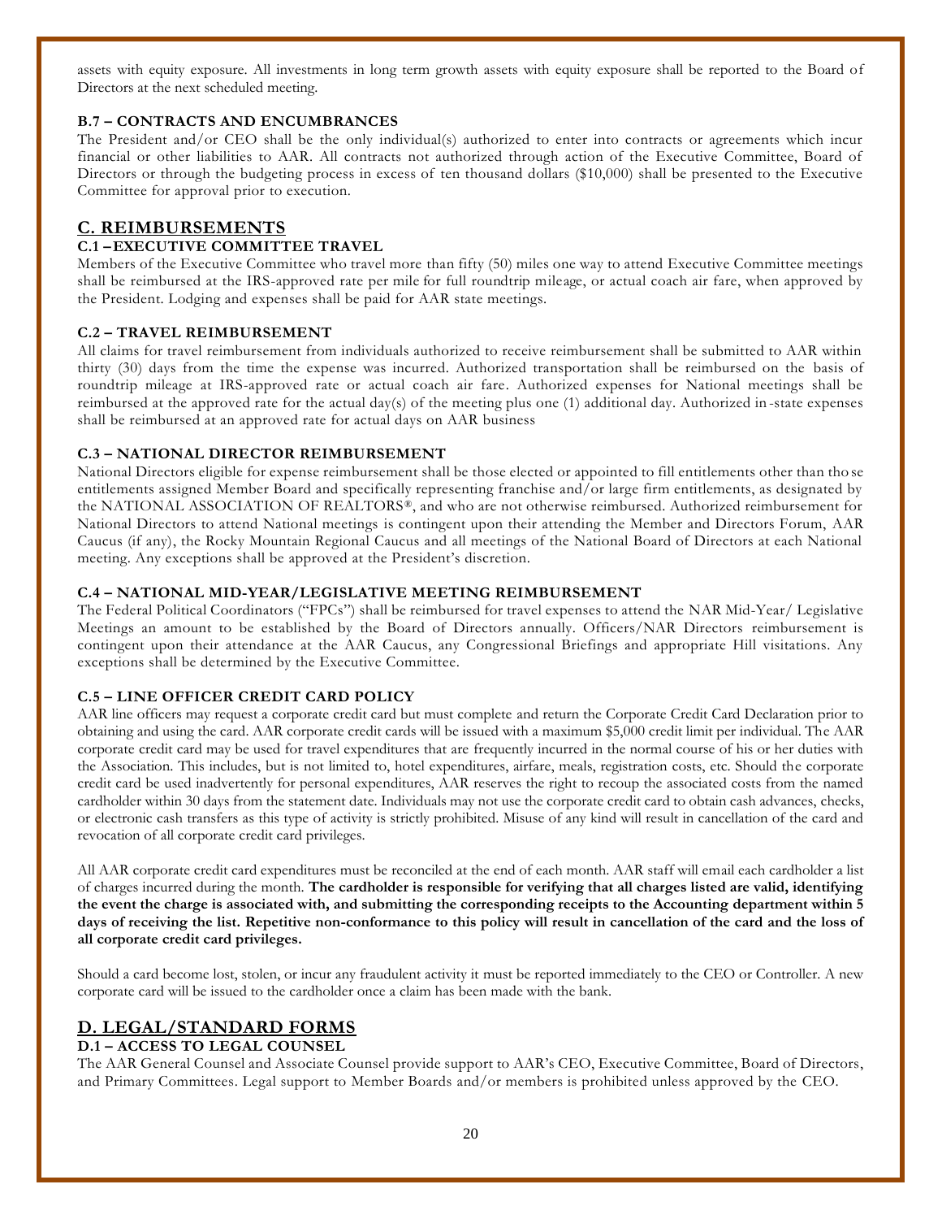assets with equity exposure. All investments in long term growth assets with equity exposure shall be reported to the Board of Directors at the next scheduled meeting.

#### B.7 – CONTRACTS AND ENCUMBRANCES

The President and/or CEO shall be the only individual(s) authorized to enter into contracts or agreements which incur financial or other liabilities to AAR. All contracts not authorized through action of the Executive Committee, Board of Directors or through the budgeting process in excess of ten thousand dollars ($10,000) shall be presented to the Executive Committee for approval prior to execution.

## C. REIMBURSEMENTS

#### C.1 –EXECUTIVE COMMITTEE TRAVEL

Members of the Executive Committee who travel more than fifty (50) miles one way to attend Executive Committee meetings shall be reimbursed at the IRS-approved rate per mile for full roundtrip mileage, or actual coach air fare, when approved by the President. Lodging and expenses shall be paid for AAR state meetings.

#### C.2 – TRAVEL REIMBURSEMENT

All claims for travel reimbursement from individuals authorized to receive reimbursement shall be submitted to AAR within thirty (30) days from the time the expense was incurred. Authorized transportation shall be reimbursed on the basis of roundtrip mileage at IRS-approved rate or actual coach air fare. Authorized expenses for National meetings shall be reimbursed at the approved rate for the actual day(s) of the meeting plus one (1) additional day. Authorized in-state expenses shall be reimbursed at an approved rate for actual days on AAR business

#### C.3 – NATIONAL DIRECTOR REIMBURSEMENT

National Directors eligible for expense reimbursement shall be those elected or appointed to fill entitlements other than those entitlements assigned Member Board and specifically representing franchise and/or large firm entitlements, as designated by the NATIONAL ASSOCIATION OF REALTORS®, and who are not otherwise reimbursed. Authorized reimbursement for National Directors to attend National meetings is contingent upon their attending the Member and Directors Forum, AAR Caucus (if any), the Rocky Mountain Regional Caucus and all meetings of the National Board of Directors at each National meeting. Any exceptions shall be approved at the President's discretion.

#### C.4 – NATIONAL MID-YEAR/LEGISLATIVE MEETING REIMBURSEMENT

The Federal Political Coordinators ("FPCs") shall be reimbursed for travel expenses to attend the NAR Mid-Year/ Legislative Meetings an amount to be established by the Board of Directors annually. Officers/NAR Directors reimbursement is contingent upon their attendance at the AAR Caucus, any Congressional Briefings and appropriate Hill visitations. Any exceptions shall be determined by the Executive Committee.

#### C.5 – LINE OFFICER CREDIT CARD POLICY

AAR line officers may request a corporate credit card but must complete and return the Corporate Credit Card Declaration prior to obtaining and using the card. AAR corporate credit cards will be issued with a maximum $5,000 credit limit per individual. The AAR corporate credit card may be used for travel expenditures that are frequently incurred in the normal course of his or her duties with the Association. This includes, but is not limited to, hotel expenditures, airfare, meals, registration costs, etc. Should the corporate credit card be used inadvertently for personal expenditures, AAR reserves the right to recoup the associated costs from the named cardholder within 30 days from the statement date. Individuals may not use the corporate credit card to obtain cash advances, checks, or electronic cash transfers as this type of activity is strictly prohibited. Misuse of any kind will result in cancellation of the card and revocation of all corporate credit card privileges.

All AAR corporate credit card expenditures must be reconciled at the end of each month. AAR staff will email each cardholder a list of charges incurred during the month. **The cardholder is responsible for verifying that all charges listed are valid, identifying the event the charge is associated with, and submitting the corresponding receipts to the Accounting department within 5 days of receiving the list. Repetitive non-conformance to this policy will result in cancellation of the card and the loss of all corporate credit card privileges.**

Should a card become lost, stolen, or incur any fraudulent activity it must be reported immediately to the CEO or Controller. A new corporate card will be issued to the cardholder once a claim has been made with the bank.

## D. LEGAL/STANDARD FORMS

#### D.1 – ACCESS TO LEGAL COUNSEL

The AAR General Counsel and Associate Counsel provide support to AAR's CEO, Executive Committee, Board of Directors, and Primary Committees. Legal support to Member Boards and/or members is prohibited unless approved by the CEO.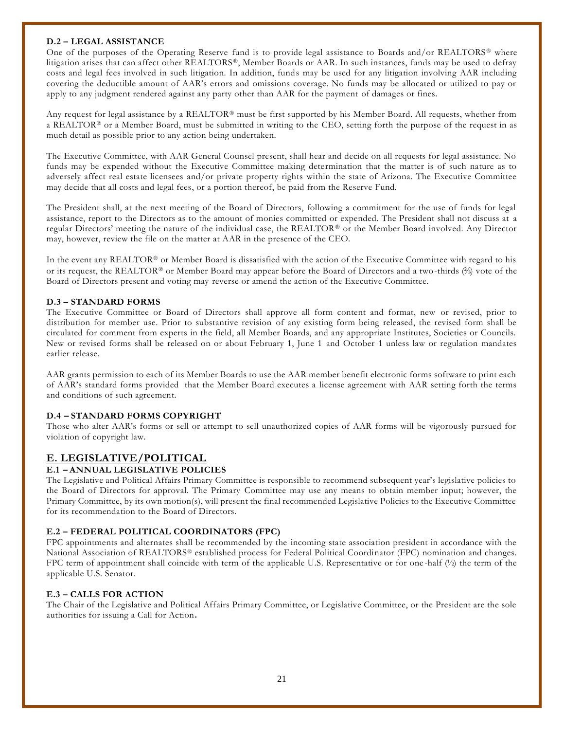### D.2 – LEGAL ASSISTANCE

One of the purposes of the Operating Reserve fund is to provide legal assistance to Boards and/or REALTORS® where litigation arises that can affect other REALTORS®, Member Boards or AAR. In such instances, funds may be used to defray costs and legal fees involved in such litigation. In addition, funds may be used for any litigation involving AAR including covering the deductible amount of AAR's errors and omissions coverage. No funds may be allocated or utilized to pay or apply to any judgment rendered against any party other than AAR for the payment of damages or fines.

Any request for legal assistance by a REALTOR® must be first supported by his Member Board. All requests, whether from a REALTOR® or a Member Board, must be submitted in writing to the CEO, setting forth the purpose of the request in as much detail as possible prior to any action being undertaken.

The Executive Committee, with AAR General Counsel present, shall hear and decide on all requests for legal assistance. No funds may be expended without the Executive Committee making determination that the matter is of such nature as to adversely affect real estate licensees and/or private property rights within the state of Arizona. The Executive Committee may decide that all costs and legal fees, or a portion thereof, be paid from the Reserve Fund.

The President shall, at the next meeting of the Board of Directors, following a commitment for the use of funds for legal assistance, report to the Directors as to the amount of monies committed or expended. The President shall not discuss at a regular Directors' meeting the nature of the individual case, the REALTOR® or the Member Board involved. Any Director may, however, review the file on the matter at AAR in the presence of the CEO.

In the event any REALTOR® or Member Board is dissatisfied with the action of the Executive Committee with regard to his or its request, the REALTOR® or Member Board may appear before the Board of Directors and a two-thirds (⅔) vote of the Board of Directors present and voting may reverse or amend the action of the Executive Committee.

### D.3 – STANDARD FORMS

The Executive Committee or Board of Directors shall approve all form content and format, new or revised, prior to distribution for member use. Prior to substantive revision of any existing form being released, the revised form shall be circulated for comment from experts in the field, all Member Boards, and any appropriate Institutes, Societies or Councils. New or revised forms shall be released on or about February 1, June 1 and October 1 unless law or regulation mandates earlier release.

AAR grants permission to each of its Member Boards to use the AAR member benefit electronic forms software to print each of AAR's standard forms provided that the Member Board executes a license agreement with AAR setting forth the terms and conditions of such agreement.

### D.4 – STANDARD FORMS COPYRIGHT

Those who alter AAR's forms or sell or attempt to sell unauthorized copies of AAR forms will be vigorously pursued for violation of copyright law.

## E. LEGISLATIVE/POLITICAL

### E.1 – ANNUAL LEGISLATIVE POLICIES

The Legislative and Political Affairs Primary Committee is responsible to recommend subsequent year's legislative policies to the Board of Directors for approval. The Primary Committee may use any means to obtain member input; however, the Primary Committee, by its own motion(s), will present the final recommended Legislative Policies to the Executive Committee for its recommendation to the Board of Directors.

### E.2 – FEDERAL POLITICAL COORDINATORS (FPC)

FPC appointments and alternates shall be recommended by the incoming state association president in accordance with the National Association of REALTORS® established process for Federal Political Coordinator (FPC) nomination and changes. FPC term of appointment shall coincide with term of the applicable U.S. Representative or for one-half (½) the term of the applicable U.S. Senator.

### E.3 – CALLS FOR ACTION

The Chair of the Legislative and Political Affairs Primary Committee, or Legislative Committee, or the President are the sole authorities for issuing a Call for Action.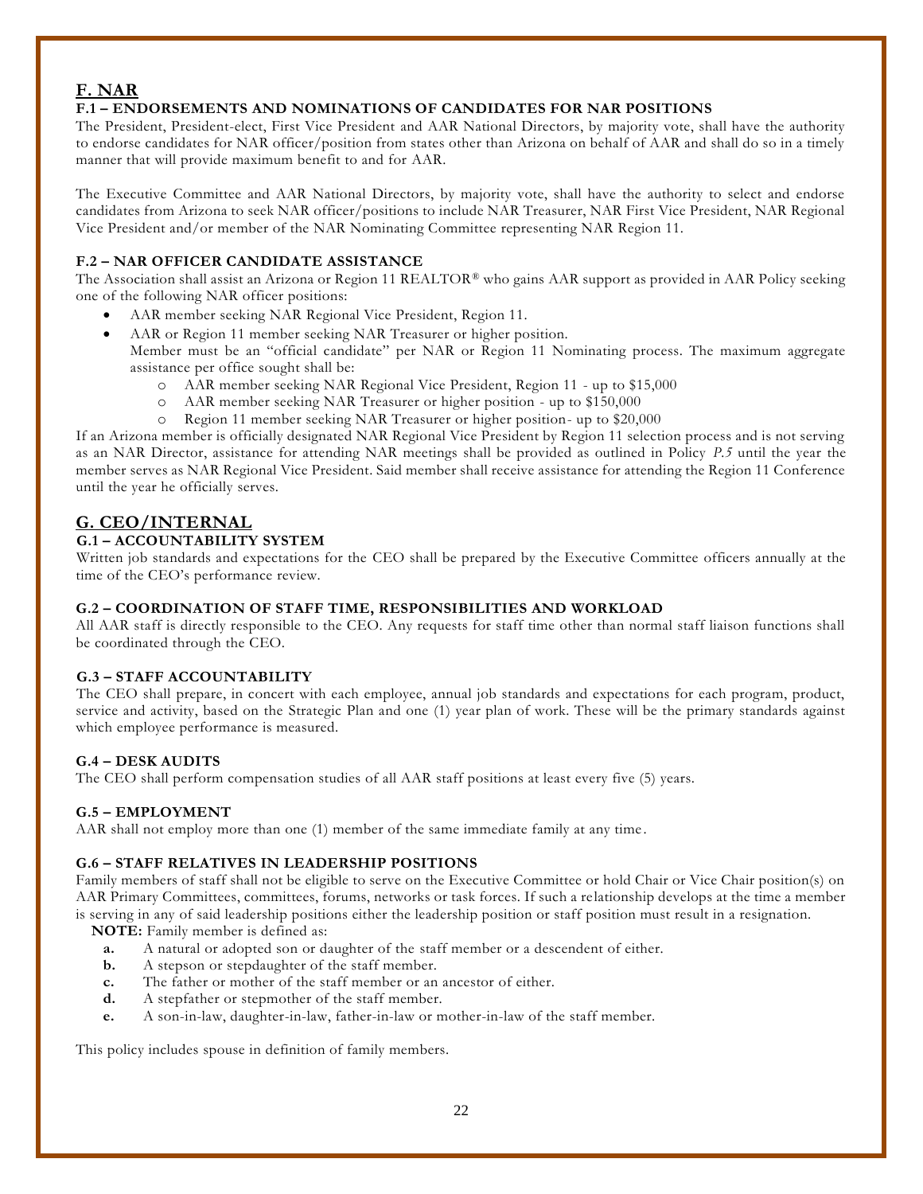## F. NAR

### F.1 – ENDORSEMENTS AND NOMINATIONS OF CANDIDATES FOR NAR POSITIONS

The President, President-elect, First Vice President and AAR National Directors, by majority vote, shall have the authority to endorse candidates for NAR officer/position from states other than Arizona on behalf of AAR and shall do so in a timely manner that will provide maximum benefit to and for AAR.

The Executive Committee and AAR National Directors, by majority vote, shall have the authority to select and endorse candidates from Arizona to seek NAR officer/positions to include NAR Treasurer, NAR First Vice President, NAR Regional Vice President and/or member of the NAR Nominating Committee representing NAR Region 11.

### F.2 – NAR OFFICER CANDIDATE ASSISTANCE

The Association shall assist an Arizona or Region 11 REALTOR® who gains AAR support as provided in AAR Policy seeking one of the following NAR officer positions:

- AAR member seeking NAR Regional Vice President, Region 11.
- AAR or Region 11 member seeking NAR Treasurer or higher position.
  Member must be an "official candidate" per NAR or Region 11 Nominating process. The maximum aggregate assistance per office sought shall be:
    - AAR member seeking NAR Regional Vice President, Region 11 - up to $15,000
    - AAR member seeking NAR Treasurer or higher position - up to $150,000
    - Region 11 member seeking NAR Treasurer or higher position- up to $20,000

If an Arizona member is officially designated NAR Regional Vice President by Region 11 selection process and is not serving as an NAR Director, assistance for attending NAR meetings shall be provided as outlined in Policy *P.5* until the year the member serves as NAR Regional Vice President. Said member shall receive assistance for attending the Region 11 Conference until the year he officially serves.

## G. CEO/INTERNAL

### G.1 – ACCOUNTABILITY SYSTEM

Written job standards and expectations for the CEO shall be prepared by the Executive Committee officers annually at the time of the CEO's performance review.

### G.2 – COORDINATION OF STAFF TIME, RESPONSIBILITIES AND WORKLOAD

All AAR staff is directly responsible to the CEO. Any requests for staff time other than normal staff liaison functions shall be coordinated through the CEO.

### G.3 – STAFF ACCOUNTABILITY

The CEO shall prepare, in concert with each employee, annual job standards and expectations for each program, product, service and activity, based on the Strategic Plan and one (1) year plan of work. These will be the primary standards against which employee performance is measured.

### G.4 – DESK AUDITS

The CEO shall perform compensation studies of all AAR staff positions at least every five (5) years.

### G.5 – EMPLOYMENT

AAR shall not employ more than one (1) member of the same immediate family at any time.

### G.6 – STAFF RELATIVES IN LEADERSHIP POSITIONS

Family members of staff shall not be eligible to serve on the Executive Committee or hold Chair or Vice Chair position(s) on AAR Primary Committees, committees, forums, networks or task forces. If such a relationship develops at the time a member is serving in any of said leadership positions either the leadership position or staff position must result in a resignation.

**NOTE:** Family member is defined as:

- **a.** A natural or adopted son or daughter of the staff member or a descendent of either.
- **b.** A stepson or stepdaughter of the staff member.
- **c.** The father or mother of the staff member or an ancestor of either.
- **d.** A stepfather or stepmother of the staff member.
- **e.** A son-in-law, daughter-in-law, father-in-law or mother-in-law of the staff member.

This policy includes spouse in definition of family members.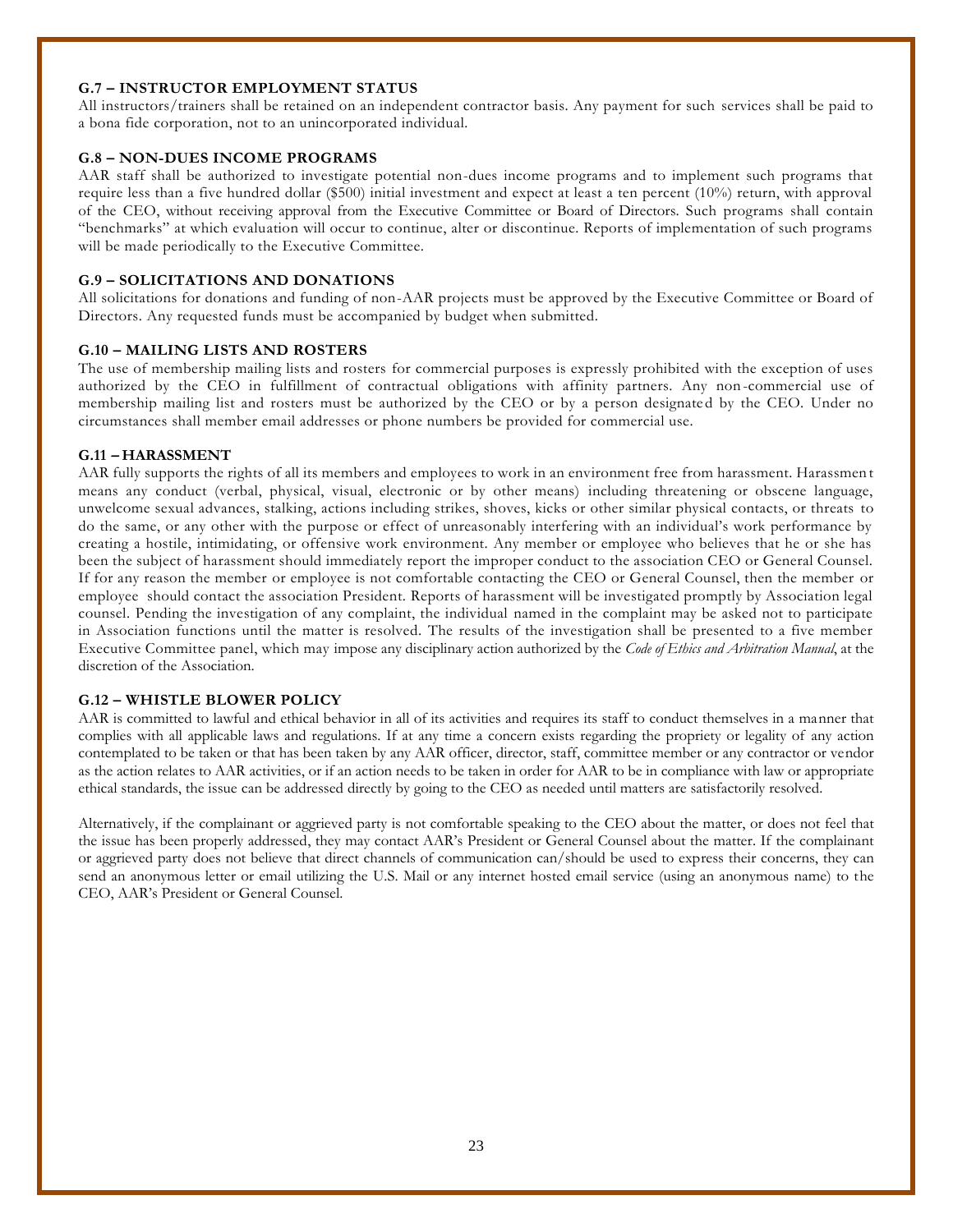### G.7 – INSTRUCTOR EMPLOYMENT STATUS

All instructors/trainers shall be retained on an independent contractor basis. Any payment for such services shall be paid to a bona fide corporation, not to an unincorporated individual.

### G.8 – NON-DUES INCOME PROGRAMS

AAR staff shall be authorized to investigate potential non-dues income programs and to implement such programs that require less than a five hundred dollar ($500) initial investment and expect at least a ten percent (10%) return, with approval of the CEO, without receiving approval from the Executive Committee or Board of Directors. Such programs shall contain "benchmarks" at which evaluation will occur to continue, alter or discontinue. Reports of implementation of such programs will be made periodically to the Executive Committee.

### G.9 – SOLICITATIONS AND DONATIONS

All solicitations for donations and funding of non-AAR projects must be approved by the Executive Committee or Board of Directors. Any requested funds must be accompanied by budget when submitted.

### G.10 – MAILING LISTS AND ROSTERS

The use of membership mailing lists and rosters for commercial purposes is expressly prohibited with the exception of uses authorized by the CEO in fulfillment of contractual obligations with affinity partners. Any non-commercial use of membership mailing list and rosters must be authorized by the CEO or by a person designated by the CEO. Under no circumstances shall member email addresses or phone numbers be provided for commercial use.

### G.11 – HARASSMENT

AAR fully supports the rights of all its members and employees to work in an environment free from harassment. Harassment means any conduct (verbal, physical, visual, electronic or by other means) including threatening or obscene language, unwelcome sexual advances, stalking, actions including strikes, shoves, kicks or other similar physical contacts, or threats to do the same, or any other with the purpose or effect of unreasonably interfering with an individual's work performance by creating a hostile, intimidating, or offensive work environment. Any member or employee who believes that he or she has been the subject of harassment should immediately report the improper conduct to the association CEO or General Counsel. If for any reason the member or employee is not comfortable contacting the CEO or General Counsel, then the member or employee should contact the association President. Reports of harassment will be investigated promptly by Association legal counsel. Pending the investigation of any complaint, the individual named in the complaint may be asked not to participate in Association functions until the matter is resolved. The results of the investigation shall be presented to a five member Executive Committee panel, which may impose any disciplinary action authorized by the *Code of Ethics and Arbitration Manual*, at the discretion of the Association.

### G.12 – WHISTLE BLOWER POLICY

AAR is committed to lawful and ethical behavior in all of its activities and requires its staff to conduct themselves in a manner that complies with all applicable laws and regulations. If at any time a concern exists regarding the propriety or legality of any action contemplated to be taken or that has been taken by any AAR officer, director, staff, committee member or any contractor or vendor as the action relates to AAR activities, or if an action needs to be taken in order for AAR to be in compliance with law or appropriate ethical standards, the issue can be addressed directly by going to the CEO as needed until matters are satisfactorily resolved.

Alternatively, if the complainant or aggrieved party is not comfortable speaking to the CEO about the matter, or does not feel that the issue has been properly addressed, they may contact AAR's President or General Counsel about the matter. If the complainant or aggrieved party does not believe that direct channels of communication can/should be used to express their concerns, they can send an anonymous letter or email utilizing the U.S. Mail or any internet hosted email service (using an anonymous name) to the CEO, AAR's President or General Counsel.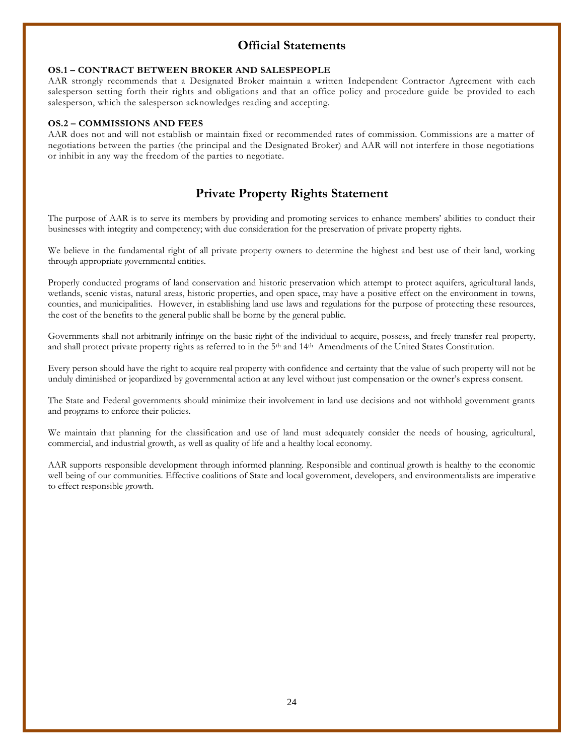# Official Statements

**OS.1 – CONTRACT BETWEEN BROKER AND SALESPEOPLE**
AAR strongly recommends that a Designated Broker maintain a written Independent Contractor Agreement with each salesperson setting forth their rights and obligations and that an office policy and procedure guide be provided to each salesperson, which the salesperson acknowledges reading and accepting.

**OS.2 – COMMISSIONS AND FEES**
AAR does not and will not establish or maintain fixed or recommended rates of commission. Commissions are a matter of negotiations between the parties (the principal and the Designated Broker) and AAR will not interfere in those negotiations or inhibit in any way the freedom of the parties to negotiate.

# Private Property Rights Statement

The purpose of AAR is to serve its members by providing and promoting services to enhance members' abilities to conduct their businesses with integrity and competency; with due consideration for the preservation of private property rights.

We believe in the fundamental right of all private property owners to determine the highest and best use of their land, working through appropriate governmental entities.

Properly conducted programs of land conservation and historic preservation which attempt to protect aquifers, agricultural lands, wetlands, scenic vistas, natural areas, historic properties, and open space, may have a positive effect on the environment in towns, counties, and municipalities. However, in establishing land use laws and regulations for the purpose of protecting these resources, the cost of the benefits to the general public shall be borne by the general public.

Governments shall not arbitrarily infringe on the basic right of the individual to acquire, possess, and freely transfer real property, and shall protect private property rights as referred to in the 5th and 14th Amendments of the United States Constitution.

Every person should have the right to acquire real property with confidence and certainty that the value of such property will not be unduly diminished or jeopardized by governmental action at any level without just compensation or the owner's express consent.

The State and Federal governments should minimize their involvement in land use decisions and not withhold government grants and programs to enforce their policies.

We maintain that planning for the classification and use of land must adequately consider the needs of housing, agricultural, commercial, and industrial growth, as well as quality of life and a healthy local economy.

AAR supports responsible development through informed planning. Responsible and continual growth is healthy to the economic well being of our communities. Effective coalitions of State and local government, developers, and environmentalists are imperative to effect responsible growth.